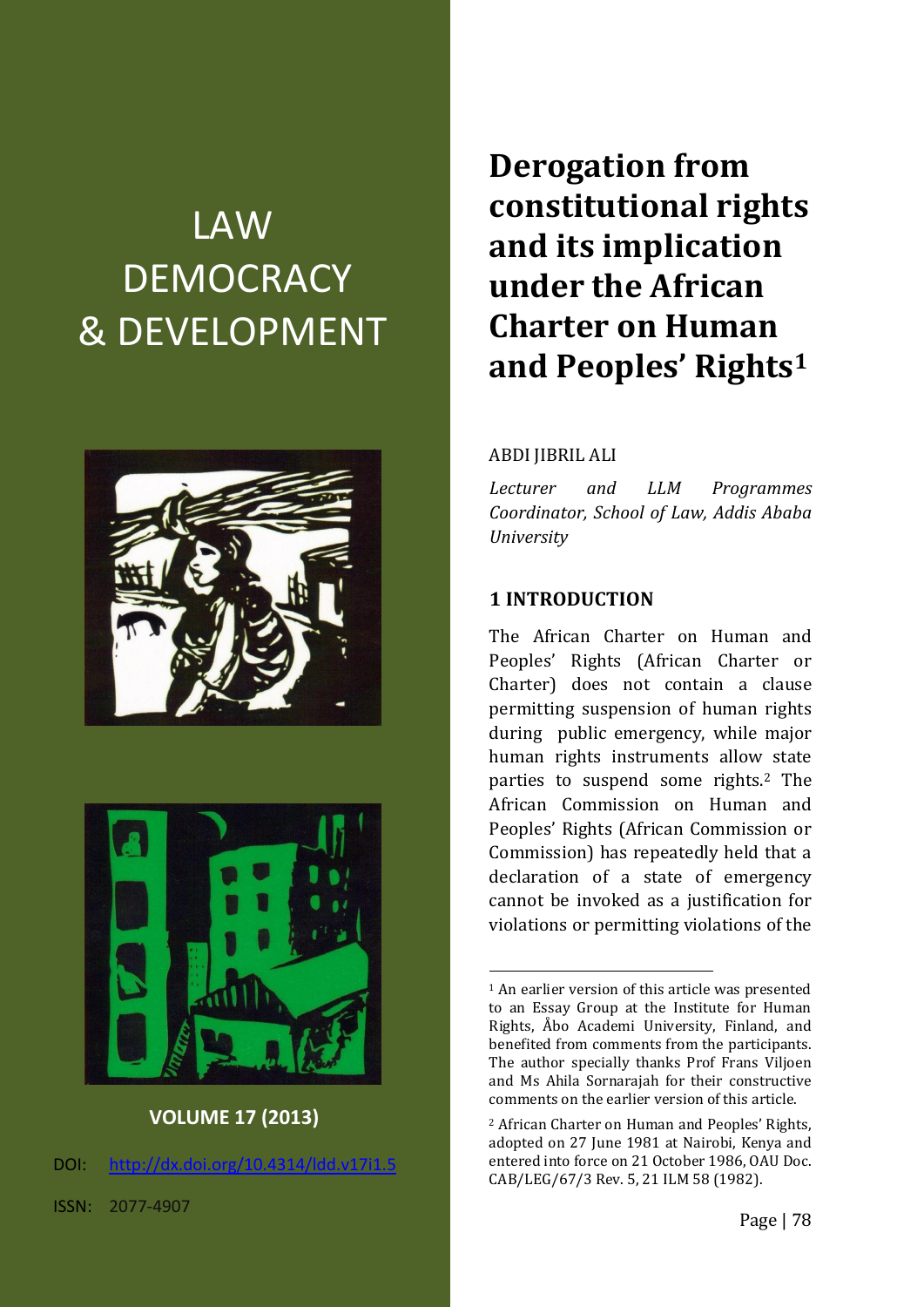LAW DEMOCRACY & DEVELOPMENT

VOLUME 17 (2013)

DOI: http://dx.doi.org/10.4314/ldd.v17i1.5

ISSN: 2077-4907

# Derogation from constitutional rights and its implication under the African Charter on Human and Peoples' Rights[1]

ABDI JIBRIL ALI

*Lecturer and LLM Programmes Coordinator, School of Law, Addis Ababa University*

## 1 INTRODUCTION

The African Charter on Human and Peoples' Rights (African Charter or Charter) does not contain a clause permitting suspension of human rights during public emergency, while major human rights instruments allow state parties to suspend some rights.[2] The African Commission on Human and Peoples' Rights (African Commission or Commission) has repeatedly held that a declaration of a state of emergency cannot be invoked as a justification for violations or permitting violations of the

[1] An earlier version of this article was presented to an Essay Group at the Institute for Human Rights, Åbo Academi University, Finland, and benefited from comments from the participants. The author specially thanks Prof Frans Viljoen and Ms Ahila Sornarajah for their constructive comments on the earlier version of this article.

[2] African Charter on Human and Peoples' Rights, adopted on 27 June 1981 at Nairobi, Kenya and entered into force on 21 October 1986, OAU Doc. CAB/LEG/67/3 Rev. 5, 21 ILM 58 (1982).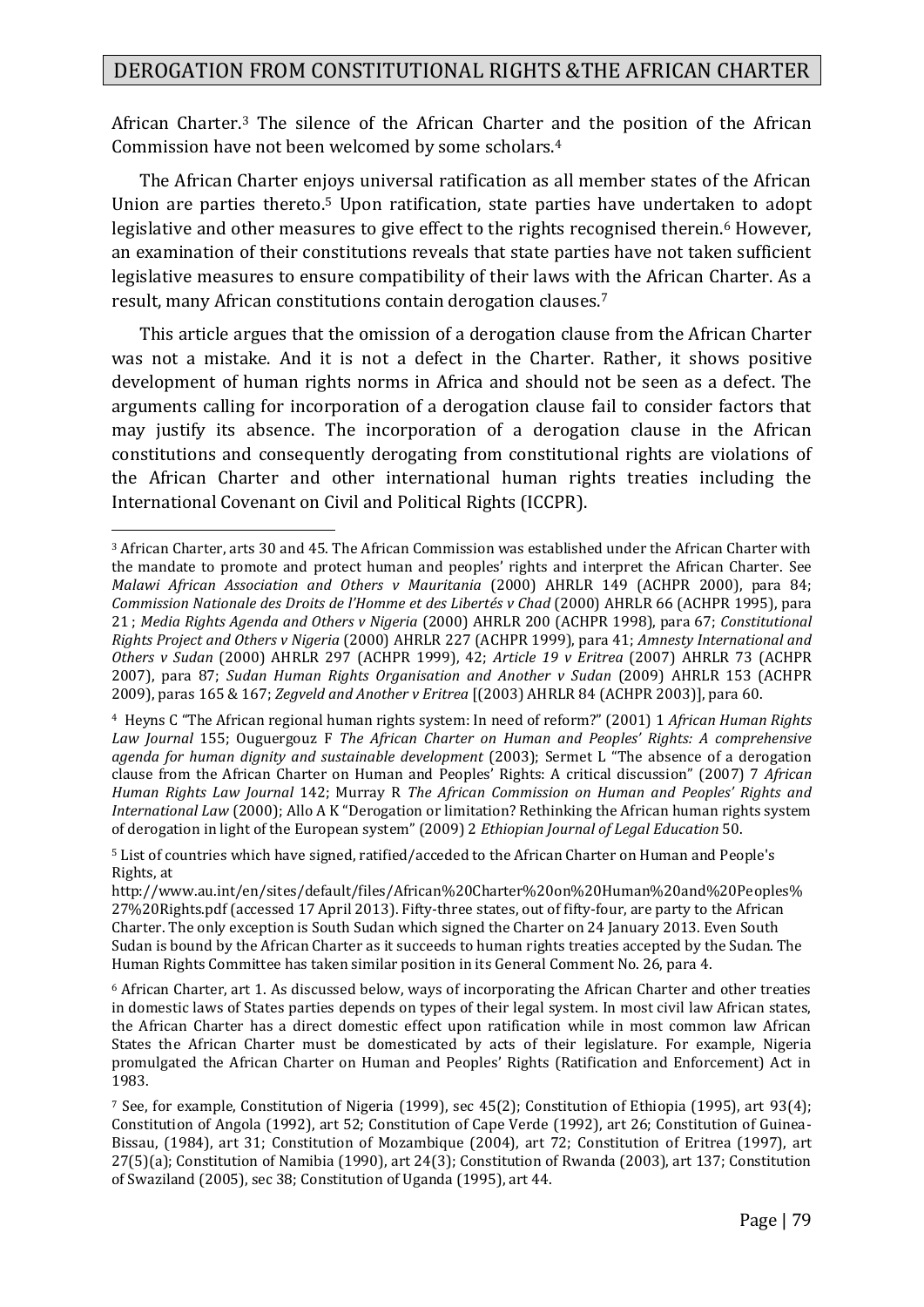African Charter.[3] The silence of the African Charter and the position of the African Commission have not been welcomed by some scholars.[4]

The African Charter enjoys universal ratification as all member states of the African Union are parties thereto.[5] Upon ratification, state parties have undertaken to adopt legislative and other measures to give effect to the rights recognised therein.[6] However, an examination of their constitutions reveals that state parties have not taken sufficient legislative measures to ensure compatibility of their laws with the African Charter. As a result, many African constitutions contain derogation clauses.[7]

This article argues that the omission of a derogation clause from the African Charter was not a mistake. And it is not a defect in the Charter. Rather, it shows positive development of human rights norms in Africa and should not be seen as a defect. The arguments calling for incorporation of a derogation clause fail to consider factors that may justify its absence. The incorporation of a derogation clause in the African constitutions and consequently derogating from constitutional rights are violations of the African Charter and other international human rights treaties including the International Covenant on Civil and Political Rights (ICCPR).

---

[3] African Charter, arts 30 and 45. The African Commission was established under the African Charter with the mandate to promote and protect human and peoples' rights and interpret the African Charter. See *Malawi African Association and Others v Mauritania* (2000) AHRLR 149 (ACHPR 2000), para 84; *Commission Nationale des Droits de l'Homme et des Libertés v Chad* (2000) AHRLR 66 (ACHPR 1995), para 21 ; *Media Rights Agenda and Others v Nigeria* (2000) AHRLR 200 (ACHPR 1998), para 67; *Constitutional Rights Project and Others v Nigeria* (2000) AHRLR 227 (ACHPR 1999), para 41; *Amnesty International and Others v Sudan* (2000) AHRLR 297 (ACHPR 1999), 42; *Article 19 v Eritrea* (2007) AHRLR 73 (ACHPR 2007), para 87; *Sudan Human Rights Organisation and Another v Sudan* (2009) AHRLR 153 (ACHPR 2009), paras 165 & 167; *Zegveld and Another v Eritrea* [(2003) AHRLR 84 (ACHPR 2003)], para 60.

[4] Heyns C "The African regional human rights system: In need of reform?" (2001) 1 *African Human Rights Law Journal* 155; Ouguergouz F *The African Charter on Human and Peoples' Rights: A comprehensive agenda for human dignity and sustainable development* (2003); Sermet L "The absence of a derogation clause from the African Charter on Human and Peoples' Rights: A critical discussion" (2007) 7 *African Human Rights Law Journal* 142; Murray R *The African Commission on Human and Peoples' Rights and International Law* (2000); Allo A K "Derogation or limitation? Rethinking the African human rights system of derogation in light of the European system" (2009) 2 *Ethiopian Journal of Legal Education* 50.

[5] List of countries which have signed, ratified/acceded to the African Charter on Human and People's Rights, at http://www.au.int/en/sites/default/files/African%20Charter%20on%20Human%20and%20Peoples%27%20Rights.pdf (accessed 17 April 2013). Fifty-three states, out of fifty-four, are party to the African Charter. The only exception is South Sudan which signed the Charter on 24 January 2013. Even South Sudan is bound by the African Charter as it succeeds to human rights treaties accepted by the Sudan. The Human Rights Committee has taken similar position in its General Comment No. 26, para 4.

[6] African Charter, art 1. As discussed below, ways of incorporating the African Charter and other treaties in domestic laws of States parties depends on types of their legal system. In most civil law African states, the African Charter has a direct domestic effect upon ratification while in most common law African States the African Charter must be domesticated by acts of their legislature. For example, Nigeria promulgated the African Charter on Human and Peoples' Rights (Ratification and Enforcement) Act in 1983.

[7] See, for example, Constitution of Nigeria (1999), sec 45(2); Constitution of Ethiopia (1995), art 93(4); Constitution of Angola (1992), art 52; Constitution of Cape Verde (1992), art 26; Constitution of Guinea-Bissau, (1984), art 31; Constitution of Mozambique (2004), art 72; Constitution of Eritrea (1997), art 27(5)(a); Constitution of Namibia (1990), art 24(3); Constitution of Rwanda (2003), art 137; Constitution of Swaziland (2005), sec 38; Constitution of Uganda (1995), art 44.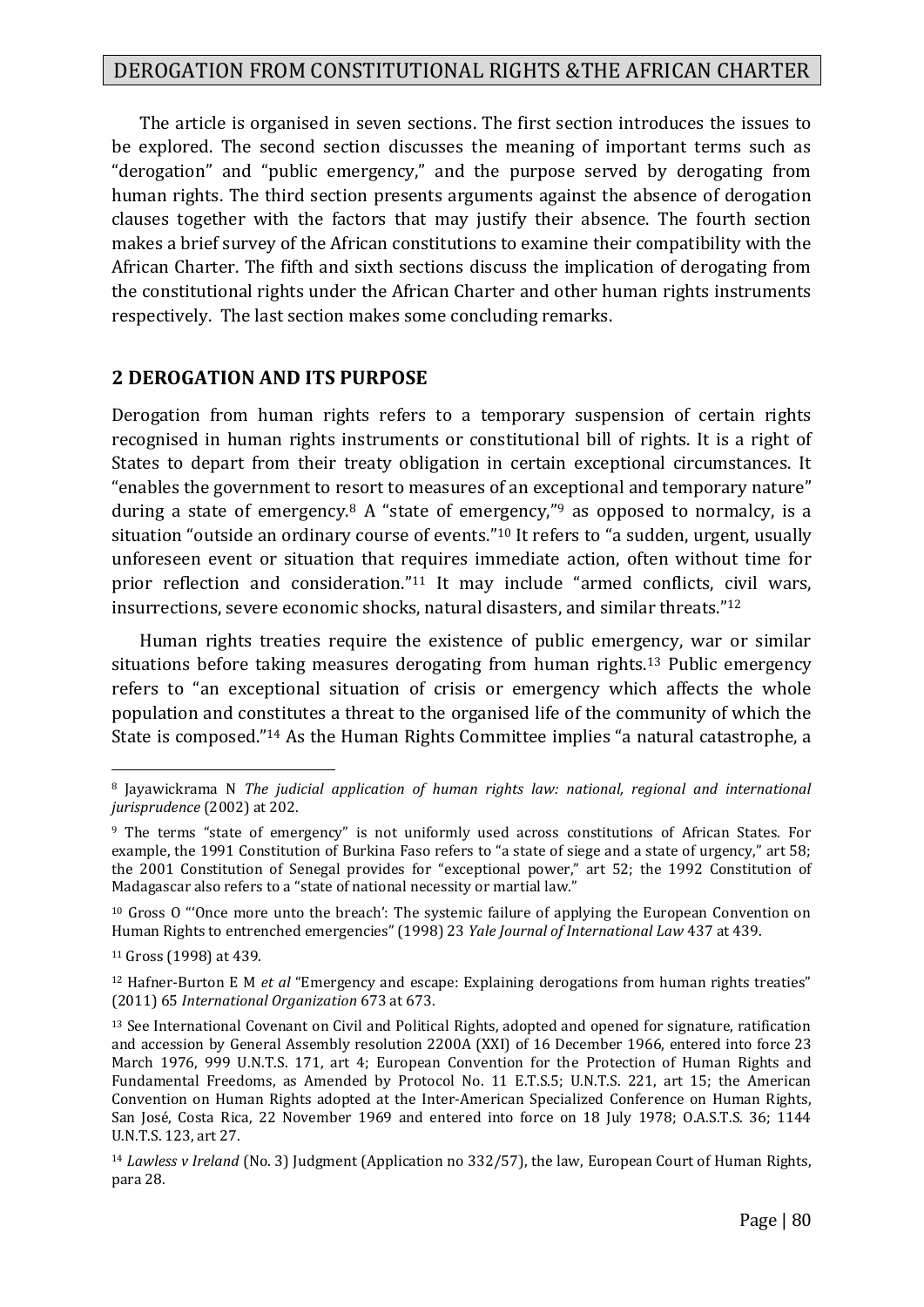The article is organised in seven sections. The first section introduces the issues to be explored. The second section discusses the meaning of important terms such as "derogation" and "public emergency," and the purpose served by derogating from human rights. The third section presents arguments against the absence of derogation clauses together with the factors that may justify their absence. The fourth section makes a brief survey of the African constitutions to examine their compatibility with the African Charter. The fifth and sixth sections discuss the implication of derogating from the constitutional rights under the African Charter and other human rights instruments respectively. The last section makes some concluding remarks.

## 2 DEROGATION AND ITS PURPOSE

Derogation from human rights refers to a temporary suspension of certain rights recognised in human rights instruments or constitutional bill of rights. It is a right of States to depart from their treaty obligation in certain exceptional circumstances. It "enables the government to resort to measures of an exceptional and temporary nature" during a state of emergency.[8] A "state of emergency,"[9] as opposed to normalcy, is a situation "outside an ordinary course of events."[10] It refers to "a sudden, urgent, usually unforeseen event or situation that requires immediate action, often without time for prior reflection and consideration."[11] It may include "armed conflicts, civil wars, insurrections, severe economic shocks, natural disasters, and similar threats."[12]

Human rights treaties require the existence of public emergency, war or similar situations before taking measures derogating from human rights.[13] Public emergency refers to "an exceptional situation of crisis or emergency which affects the whole population and constitutes a threat to the organised life of the community of which the State is composed."[14] As the Human Rights Committee implies "a natural catastrophe, a

---

[8] Jayawickrama N *The judicial application of human rights law: national, regional and international jurisprudence* (2002) at 202.

[9] The terms "state of emergency" is not uniformly used across constitutions of African States. For example, the 1991 Constitution of Burkina Faso refers to "a state of siege and a state of urgency," art 58; the 2001 Constitution of Senegal provides for "exceptional power," art 52; the 1992 Constitution of Madagascar also refers to a "state of national necessity or martial law."

[10] Gross O "'Once more unto the breach': The systemic failure of applying the European Convention on Human Rights to entrenched emergencies" (1998) 23 *Yale Journal of International Law* 437 at 439.

[11] Gross (1998) at 439.

[12] Hafner-Burton E M *et al* "Emergency and escape: Explaining derogations from human rights treaties" (2011) 65 *International Organization* 673 at 673.

[13] See International Covenant on Civil and Political Rights, adopted and opened for signature, ratification and accession by General Assembly resolution 2200A (XXI) of 16 December 1966, entered into force 23 March 1976, 999 U.N.T.S. 171, art 4; European Convention for the Protection of Human Rights and Fundamental Freedoms, as Amended by Protocol No. 11 E.T.S.5; U.N.T.S. 221, art 15; the American Convention on Human Rights adopted at the Inter-American Specialized Conference on Human Rights, San José, Costa Rica, 22 November 1969 and entered into force on 18 July 1978; O.A.S.T.S. 36; 1144 U.N.T.S. 123, art 27.

[14] *Lawless v Ireland* (No. 3) Judgment (Application no 332/57), the law, European Court of Human Rights, para 28.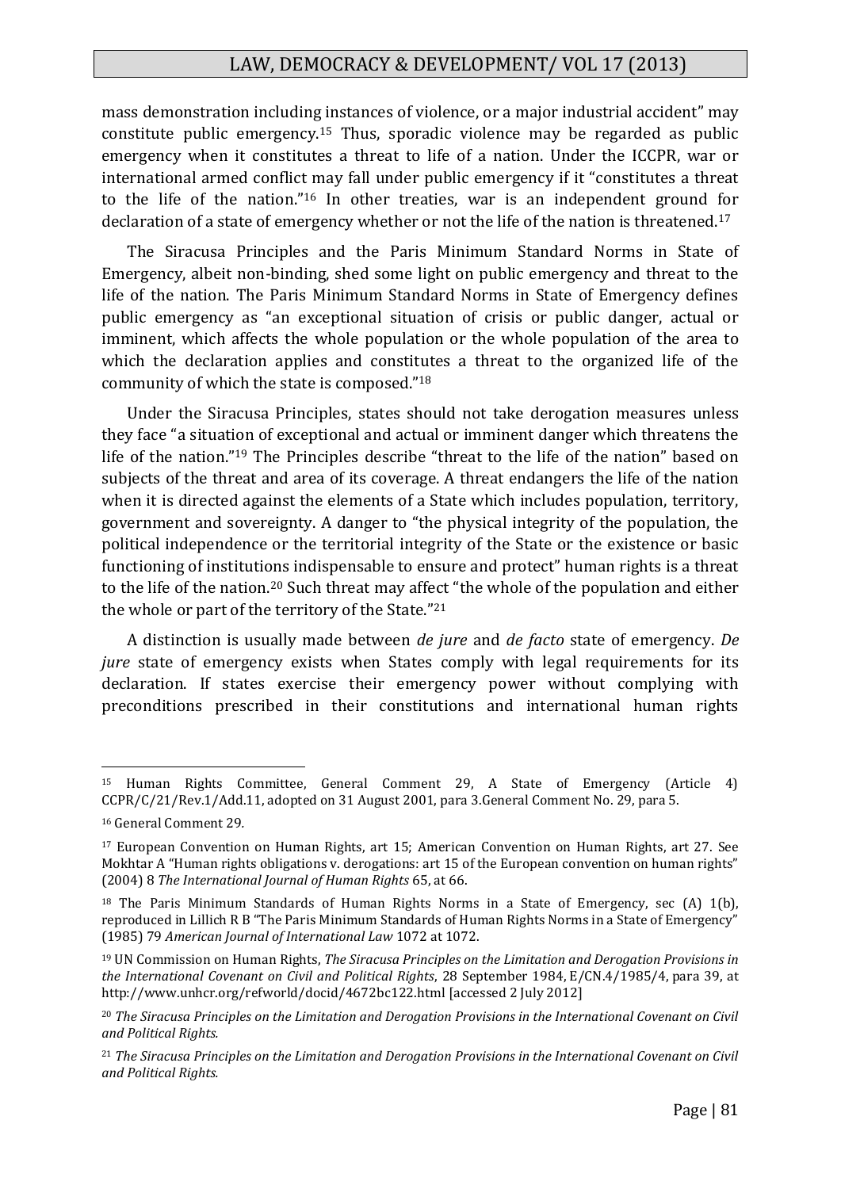mass demonstration including instances of violence, or a major industrial accident" may constitute public emergency.[15] Thus, sporadic violence may be regarded as public emergency when it constitutes a threat to life of a nation. Under the ICCPR, war or international armed conflict may fall under public emergency if it "constitutes a threat to the life of the nation."[16] In other treaties, war is an independent ground for declaration of a state of emergency whether or not the life of the nation is threatened.[17]

The Siracusa Principles and the Paris Minimum Standard Norms in State of Emergency, albeit non-binding, shed some light on public emergency and threat to the life of the nation. The Paris Minimum Standard Norms in State of Emergency defines public emergency as "an exceptional situation of crisis or public danger, actual or imminent, which affects the whole population or the whole population of the area to which the declaration applies and constitutes a threat to the organized life of the community of which the state is composed."[18]

Under the Siracusa Principles, states should not take derogation measures unless they face "a situation of exceptional and actual or imminent danger which threatens the life of the nation."[19] The Principles describe "threat to the life of the nation" based on subjects of the threat and area of its coverage. A threat endangers the life of the nation when it is directed against the elements of a State which includes population, territory, government and sovereignty. A danger to "the physical integrity of the population, the political independence or the territorial integrity of the State or the existence or basic functioning of institutions indispensable to ensure and protect" human rights is a threat to the life of the nation.[20] Such threat may affect "the whole of the population and either the whole or part of the territory of the State."[21]

A distinction is usually made between *de jure* and *de facto* state of emergency. *De jure* state of emergency exists when States comply with legal requirements for its declaration. If states exercise their emergency power without complying with preconditions prescribed in their constitutions and international human rights

---

[15] Human Rights Committee, General Comment 29, A State of Emergency (Article 4) CCPR/C/21/Rev.1/Add.11, adopted on 31 August 2001, para 3.General Comment No. 29, para 5.

[16] General Comment 29.

[17] European Convention on Human Rights, art 15; American Convention on Human Rights, art 27. See Mokhtar A "Human rights obligations v. derogations: art 15 of the European convention on human rights" (2004) 8 *The International Journal of Human Rights* 65, at 66.

[18] The Paris Minimum Standards of Human Rights Norms in a State of Emergency, sec (A) 1(b), reproduced in Lillich R B "The Paris Minimum Standards of Human Rights Norms in a State of Emergency" (1985) 79 *American Journal of International Law* 1072 at 1072.

[19] UN Commission on Human Rights, *The Siracusa Principles on the Limitation and Derogation Provisions in the International Covenant on Civil and Political Rights*, 28 September 1984, E/CN.4/1985/4, para 39, at http://www.unhcr.org/refworld/docid/4672bc122.html [accessed 2 July 2012]

[20] *The Siracusa Principles on the Limitation and Derogation Provisions in the International Covenant on Civil and Political Rights.*

[21] *The Siracusa Principles on the Limitation and Derogation Provisions in the International Covenant on Civil and Political Rights.*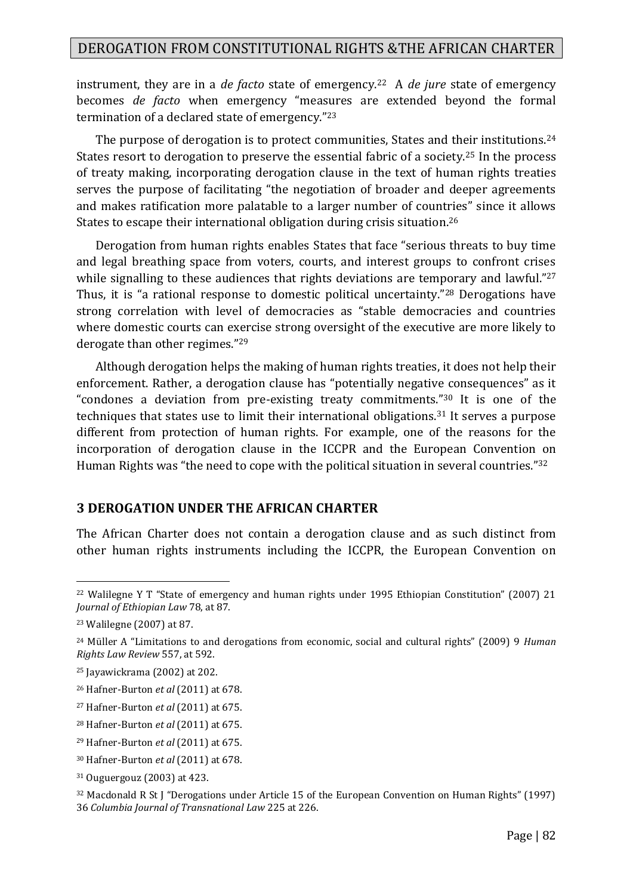instrument, they are in a *de facto* state of emergency.[22] A *de jure* state of emergency becomes *de facto* when emergency "measures are extended beyond the formal termination of a declared state of emergency."[23]

The purpose of derogation is to protect communities, States and their institutions.[24] States resort to derogation to preserve the essential fabric of a society.[25] In the process of treaty making, incorporating derogation clause in the text of human rights treaties serves the purpose of facilitating "the negotiation of broader and deeper agreements and makes ratification more palatable to a larger number of countries" since it allows States to escape their international obligation during crisis situation.[26]

Derogation from human rights enables States that face "serious threats to buy time and legal breathing space from voters, courts, and interest groups to confront crises while signalling to these audiences that rights deviations are temporary and lawful."[27] Thus, it is "a rational response to domestic political uncertainty."[28] Derogations have strong correlation with level of democracies as "stable democracies and countries where domestic courts can exercise strong oversight of the executive are more likely to derogate than other regimes."[29]

Although derogation helps the making of human rights treaties, it does not help their enforcement. Rather, a derogation clause has "potentially negative consequences" as it "condones a deviation from pre-existing treaty commitments."[30] It is one of the techniques that states use to limit their international obligations.[31] It serves a purpose different from protection of human rights. For example, one of the reasons for the incorporation of derogation clause in the ICCPR and the European Convention on Human Rights was "the need to cope with the political situation in several countries."[32]

## 3 DEROGATION UNDER THE AFRICAN CHARTER

The African Charter does not contain a derogation clause and as such distinct from other human rights instruments including the ICCPR, the European Convention on

---

[22] Walilegne Y T "State of emergency and human rights under 1995 Ethiopian Constitution" (2007) 21 *Journal of Ethiopian Law* 78, at 87.

[23] Walilegne (2007) at 87.

[24] Müller A "Limitations to and derogations from economic, social and cultural rights" (2009) 9 *Human Rights Law Review* 557, at 592.

[25] Jayawickrama (2002) at 202.

[26] Hafner-Burton *et al* (2011) at 678.

[27] Hafner-Burton *et al* (2011) at 675.

[28] Hafner-Burton *et al* (2011) at 675.

[29] Hafner-Burton *et al* (2011) at 675.

[30] Hafner-Burton *et al* (2011) at 678.

[31] Ouguergouz (2003) at 423.

[32] Macdonald R St J "Derogations under Article 15 of the European Convention on Human Rights" (1997) 36 *Columbia Journal of Transnational Law* 225 at 226.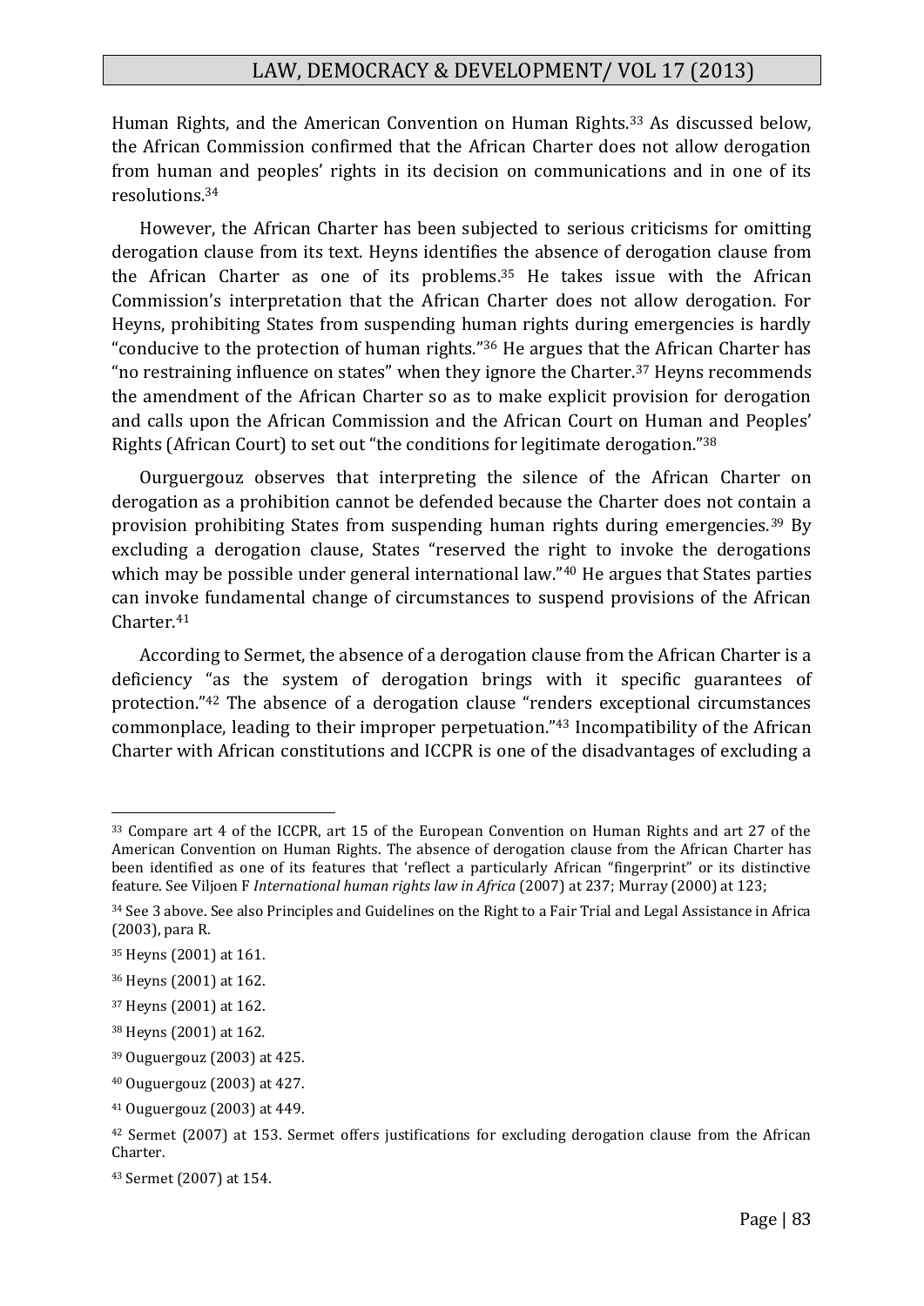Human Rights, and the American Convention on Human Rights.[33] As discussed below, the African Commission confirmed that the African Charter does not allow derogation from human and peoples' rights in its decision on communications and in one of its resolutions.[34]

However, the African Charter has been subjected to serious criticisms for omitting derogation clause from its text. Heyns identifies the absence of derogation clause from the African Charter as one of its problems.[35] He takes issue with the African Commission's interpretation that the African Charter does not allow derogation. For Heyns, prohibiting States from suspending human rights during emergencies is hardly "conducive to the protection of human rights."[36] He argues that the African Charter has "no restraining influence on states" when they ignore the Charter.[37] Heyns recommends the amendment of the African Charter so as to make explicit provision for derogation and calls upon the African Commission and the African Court on Human and Peoples' Rights (African Court) to set out "the conditions for legitimate derogation."[38]

Ourguergouz observes that interpreting the silence of the African Charter on derogation as a prohibition cannot be defended because the Charter does not contain a provision prohibiting States from suspending human rights during emergencies.[39] By excluding a derogation clause, States "reserved the right to invoke the derogations which may be possible under general international law."[40] He argues that States parties can invoke fundamental change of circumstances to suspend provisions of the African Charter.[41]

According to Sermet, the absence of a derogation clause from the African Charter is a deficiency "as the system of derogation brings with it specific guarantees of protection."[42] The absence of a derogation clause "renders exceptional circumstances commonplace, leading to their improper perpetuation."[43] Incompatibility of the African Charter with African constitutions and ICCPR is one of the disadvantages of excluding a

---

[33] Compare art 4 of the ICCPR, art 15 of the European Convention on Human Rights and art 27 of the American Convention on Human Rights. The absence of derogation clause from the African Charter has been identified as one of its features that 'reflect a particularly African "fingerprint" or its distinctive feature. See Viljoen F *International human rights law in Africa* (2007) at 237; Murray (2000) at 123;

[34] See 3 above. See also Principles and Guidelines on the Right to a Fair Trial and Legal Assistance in Africa (2003), para R.

[35] Heyns (2001) at 161.

[36] Heyns (2001) at 162.

[37] Heyns (2001) at 162.

[38] Heyns (2001) at 162.

[39] Ouguergouz (2003) at 425.

[40] Ouguergouz (2003) at 427.

[41] Ouguergouz (2003) at 449.

[42] Sermet (2007) at 153. Sermet offers justifications for excluding derogation clause from the African Charter.

[43] Sermet (2007) at 154.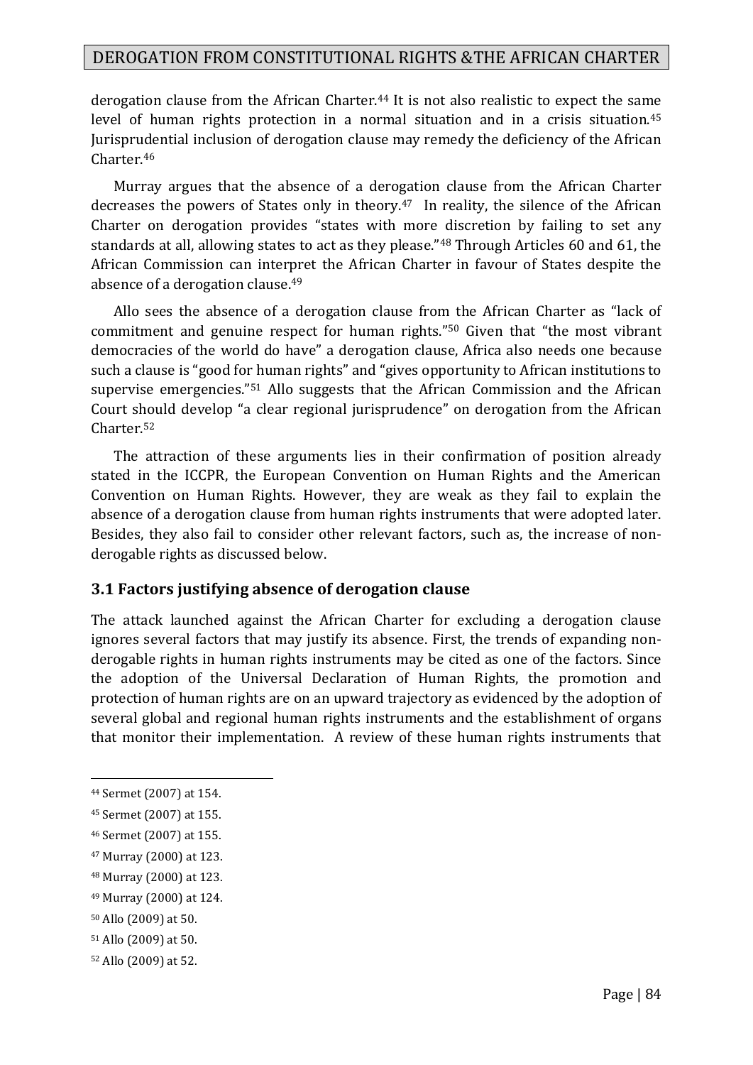derogation clause from the African Charter.[44] It is not also realistic to expect the same level of human rights protection in a normal situation and in a crisis situation.[45] Jurisprudential inclusion of derogation clause may remedy the deficiency of the African Charter.[46]

Murray argues that the absence of a derogation clause from the African Charter decreases the powers of States only in theory.[47] In reality, the silence of the African Charter on derogation provides "states with more discretion by failing to set any standards at all, allowing states to act as they please."[48] Through Articles 60 and 61, the African Commission can interpret the African Charter in favour of States despite the absence of a derogation clause.[49]

Allo sees the absence of a derogation clause from the African Charter as "lack of commitment and genuine respect for human rights."[50] Given that "the most vibrant democracies of the world do have" a derogation clause, Africa also needs one because such a clause is "good for human rights" and "gives opportunity to African institutions to supervise emergencies."[51] Allo suggests that the African Commission and the African Court should develop "a clear regional jurisprudence" on derogation from the African Charter.[52]

The attraction of these arguments lies in their confirmation of position already stated in the ICCPR, the European Convention on Human Rights and the American Convention on Human Rights. However, they are weak as they fail to explain the absence of a derogation clause from human rights instruments that were adopted later. Besides, they also fail to consider other relevant factors, such as, the increase of non-derogable rights as discussed below.

### 3.1 Factors justifying absence of derogation clause

The attack launched against the African Charter for excluding a derogation clause ignores several factors that may justify its absence. First, the trends of expanding non-derogable rights in human rights instruments may be cited as one of the factors. Since the adoption of the Universal Declaration of Human Rights, the promotion and protection of human rights are on an upward trajectory as evidenced by the adoption of several global and regional human rights instruments and the establishment of organs that monitor their implementation. A review of these human rights instruments that

[44] Sermet (2007) at 154.

[45] Sermet (2007) at 155.

[46] Sermet (2007) at 155.

[47] Murray (2000) at 123.

[48] Murray (2000) at 123.

[49] Murray (2000) at 124.

[50] Allo (2009) at 50.

[51] Allo (2009) at 50.

[52] Allo (2009) at 52.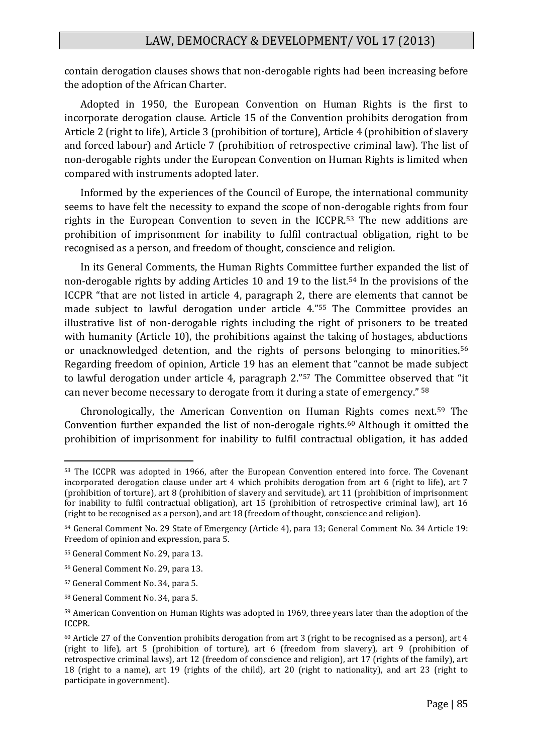contain derogation clauses shows that non-derogable rights had been increasing before the adoption of the African Charter.

Adopted in 1950, the European Convention on Human Rights is the first to incorporate derogation clause. Article 15 of the Convention prohibits derogation from Article 2 (right to life), Article 3 (prohibition of torture), Article 4 (prohibition of slavery and forced labour) and Article 7 (prohibition of retrospective criminal law). The list of non-derogable rights under the European Convention on Human Rights is limited when compared with instruments adopted later.

Informed by the experiences of the Council of Europe, the international community seems to have felt the necessity to expand the scope of non-derogable rights from four rights in the European Convention to seven in the ICCPR.[53] The new additions are prohibition of imprisonment for inability to fulfil contractual obligation, right to be recognised as a person, and freedom of thought, conscience and religion.

In its General Comments, the Human Rights Committee further expanded the list of non-derogable rights by adding Articles 10 and 19 to the list.[54] In the provisions of the ICCPR "that are not listed in article 4, paragraph 2, there are elements that cannot be made subject to lawful derogation under article 4."[55] The Committee provides an illustrative list of non-derogable rights including the right of prisoners to be treated with humanity (Article 10), the prohibitions against the taking of hostages, abductions or unacknowledged detention, and the rights of persons belonging to minorities.[56] Regarding freedom of opinion, Article 19 has an element that "cannot be made subject to lawful derogation under article 4, paragraph 2."[57] The Committee observed that "it can never become necessary to derogate from it during a state of emergency." [58]

Chronologically, the American Convention on Human Rights comes next.[59] The Convention further expanded the list of non-derogale rights.[60] Although it omitted the prohibition of imprisonment for inability to fulfil contractual obligation, it has added

---

[53] The ICCPR was adopted in 1966, after the European Convention entered into force. The Covenant incorporated derogation clause under art 4 which prohibits derogation from art 6 (right to life), art 7 (prohibition of torture), art 8 (prohibition of slavery and servitude), art 11 (prohibition of imprisonment for inability to fulfil contractual obligation), art 15 (prohibition of retrospective criminal law), art 16 (right to be recognised as a person), and art 18 (freedom of thought, conscience and religion).

[54] General Comment No. 29 State of Emergency (Article 4), para 13; General Comment No. 34 Article 19: Freedom of opinion and expression, para 5.

[55] General Comment No. 29, para 13.

[56] General Comment No. 29, para 13.

[57] General Comment No. 34, para 5.

[58] General Comment No. 34, para 5.

[59] American Convention on Human Rights was adopted in 1969, three years later than the adoption of the ICCPR.

[60] Article 27 of the Convention prohibits derogation from art 3 (right to be recognised as a person), art 4 (right to life), art 5 (prohibition of torture), art 6 (freedom from slavery), art 9 (prohibition of retrospective criminal laws), art 12 (freedom of conscience and religion), art 17 (rights of the family), art 18 (right to a name), art 19 (rights of the child), art 20 (right to nationality), and art 23 (right to participate in government).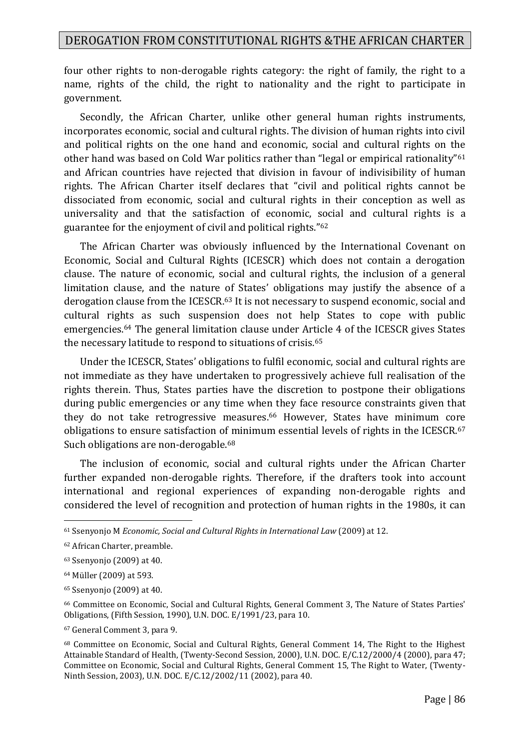four other rights to non-derogable rights category: the right of family, the right to a name, rights of the child, the right to nationality and the right to participate in government.

Secondly, the African Charter, unlike other general human rights instruments, incorporates economic, social and cultural rights. The division of human rights into civil and political rights on the one hand and economic, social and cultural rights on the other hand was based on Cold War politics rather than "legal or empirical rationality"[61] and African countries have rejected that division in favour of indivisibility of human rights. The African Charter itself declares that "civil and political rights cannot be dissociated from economic, social and cultural rights in their conception as well as universality and that the satisfaction of economic, social and cultural rights is a guarantee for the enjoyment of civil and political rights."[62]

The African Charter was obviously influenced by the International Covenant on Economic, Social and Cultural Rights (ICESCR) which does not contain a derogation clause. The nature of economic, social and cultural rights, the inclusion of a general limitation clause, and the nature of States' obligations may justify the absence of a derogation clause from the ICESCR.[63] It is not necessary to suspend economic, social and cultural rights as such suspension does not help States to cope with public emergencies.[64] The general limitation clause under Article 4 of the ICESCR gives States the necessary latitude to respond to situations of crisis.[65]

Under the ICESCR, States' obligations to fulfil economic, social and cultural rights are not immediate as they have undertaken to progressively achieve full realisation of the rights therein. Thus, States parties have the discretion to postpone their obligations during public emergencies or any time when they face resource constraints given that they do not take retrogressive measures.[66] However, States have minimum core obligations to ensure satisfaction of minimum essential levels of rights in the ICESCR.[67] Such obligations are non-derogable.[68]

The inclusion of economic, social and cultural rights under the African Charter further expanded non-derogable rights. Therefore, if the drafters took into account international and regional experiences of expanding non-derogable rights and considered the level of recognition and protection of human rights in the 1980s, it can

---

[61] Ssenyonjo M *Economic, Social and Cultural Rights in International Law* (2009) at 12.

[62] African Charter, preamble.

[63] Ssenyonjo (2009) at 40.

[64] Müller (2009) at 593.

[65] Ssenyonjo (2009) at 40.

[66] Committee on Economic, Social and Cultural Rights, General Comment 3, The Nature of States Parties' Obligations, (Fifth Session, 1990), U.N. DOC. E/1991/23, para 10.

[67] General Comment 3, para 9.

[68] Committee on Economic, Social and Cultural Rights, General Comment 14, The Right to the Highest Attainable Standard of Health, (Twenty-Second Session, 2000), U.N. DOC. E/C.12/2000/4 (2000), para 47; Committee on Economic, Social and Cultural Rights, General Comment 15, The Right to Water, (Twenty-Ninth Session, 2003), U.N. DOC. E/C.12/2002/11 (2002), para 40.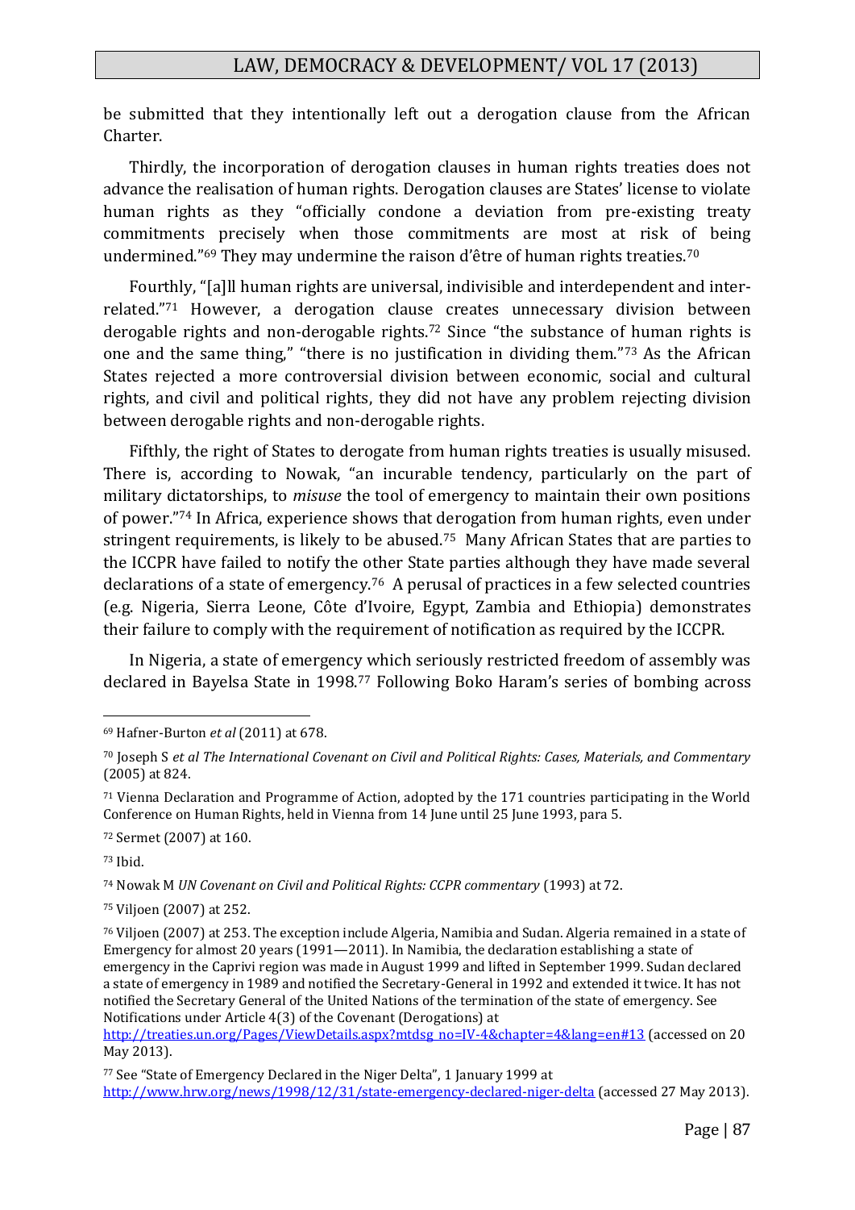be submitted that they intentionally left out a derogation clause from the African Charter.

Thirdly, the incorporation of derogation clauses in human rights treaties does not advance the realisation of human rights. Derogation clauses are States' license to violate human rights as they "officially condone a deviation from pre-existing treaty commitments precisely when those commitments are most at risk of being undermined."[69] They may undermine the raison d'être of human rights treaties.[70]

Fourthly, "[a]ll human rights are universal, indivisible and interdependent and inter-related."[71] However, a derogation clause creates unnecessary division between derogable rights and non-derogable rights.[72] Since "the substance of human rights is one and the same thing," "there is no justification in dividing them."[73] As the African States rejected a more controversial division between economic, social and cultural rights, and civil and political rights, they did not have any problem rejecting division between derogable rights and non-derogable rights.

Fifthly, the right of States to derogate from human rights treaties is usually misused. There is, according to Nowak, "an incurable tendency, particularly on the part of military dictatorships, to *misuse* the tool of emergency to maintain their own positions of power."[74] In Africa, experience shows that derogation from human rights, even under stringent requirements, is likely to be abused.[75] Many African States that are parties to the ICCPR have failed to notify the other State parties although they have made several declarations of a state of emergency.[76] A perusal of practices in a few selected countries (e.g. Nigeria, Sierra Leone, Côte d'Ivoire, Egypt, Zambia and Ethiopia) demonstrates their failure to comply with the requirement of notification as required by the ICCPR.

In Nigeria, a state of emergency which seriously restricted freedom of assembly was declared in Bayelsa State in 1998.[77] Following Boko Haram's series of bombing across

---

[69] Hafner-Burton *et al* (2011) at 678.

[70] Joseph S *et al The International Covenant on Civil and Political Rights: Cases, Materials, and Commentary* (2005) at 824.

[71] Vienna Declaration and Programme of Action, adopted by the 171 countries participating in the World Conference on Human Rights, held in Vienna from 14 June until 25 June 1993, para 5.

[72] Sermet (2007) at 160.

[73] Ibid.

[74] Nowak M *UN Covenant on Civil and Political Rights: CCPR commentary* (1993) at 72.

[75] Viljoen (2007) at 252.

[76] Viljoen (2007) at 253. The exception include Algeria, Namibia and Sudan. Algeria remained in a state of Emergency for almost 20 years (1991—2011). In Namibia, the declaration establishing a state of emergency in the Caprivi region was made in August 1999 and lifted in September 1999. Sudan declared a state of emergency in 1989 and notified the Secretary-General in 1992 and extended it twice. It has not notified the Secretary General of the United Nations of the termination of the state of emergency. See Notifications under Article 4(3) of the Covenant (Derogations) at http://treaties.un.org/Pages/ViewDetails.aspx?mtdsg_no=IV-4&chapter=4&lang=en#13 (accessed on 20 May 2013).

[77] See "State of Emergency Declared in the Niger Delta", 1 January 1999 at http://www.hrw.org/news/1998/12/31/state-emergency-declared-niger-delta (accessed 27 May 2013).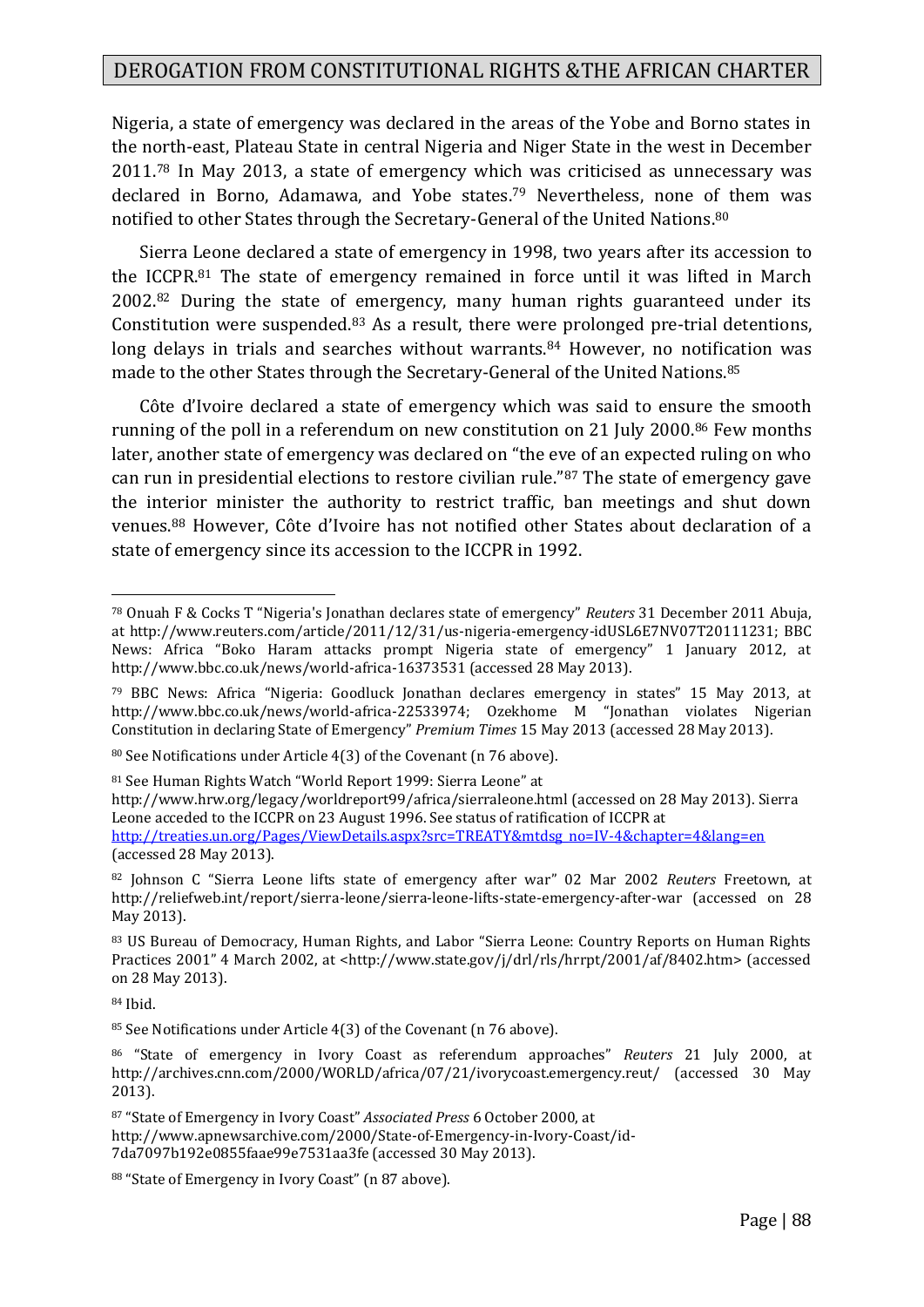Nigeria, a state of emergency was declared in the areas of the Yobe and Borno states in the north-east, Plateau State in central Nigeria and Niger State in the west in December 2011.[78] In May 2013, a state of emergency which was criticised as unnecessary was declared in Borno, Adamawa, and Yobe states.[79] Nevertheless, none of them was notified to other States through the Secretary-General of the United Nations.[80]

Sierra Leone declared a state of emergency in 1998, two years after its accession to the ICCPR.[81] The state of emergency remained in force until it was lifted in March 2002.[82] During the state of emergency, many human rights guaranteed under its Constitution were suspended.[83] As a result, there were prolonged pre-trial detentions, long delays in trials and searches without warrants.[84] However, no notification was made to the other States through the Secretary-General of the United Nations.[85]

Côte d'Ivoire declared a state of emergency which was said to ensure the smooth running of the poll in a referendum on new constitution on 21 July 2000.[86] Few months later, another state of emergency was declared on "the eve of an expected ruling on who can run in presidential elections to restore civilian rule."[87] The state of emergency gave the interior minister the authority to restrict traffic, ban meetings and shut down venues.[88] However, Côte d'Ivoire has not notified other States about declaration of a state of emergency since its accession to the ICCPR in 1992.

---

[78] Onuah F & Cocks T "Nigeria's Jonathan declares state of emergency" *Reuters* 31 December 2011 Abuja, at http://www.reuters.com/article/2011/12/31/us-nigeria-emergency-idUSL6E7NV07T20111231; BBC News: Africa "Boko Haram attacks prompt Nigeria state of emergency" 1 January 2012, at http://www.bbc.co.uk/news/world-africa-16373531 (accessed 28 May 2013).

[79] BBC News: Africa "Nigeria: Goodluck Jonathan declares emergency in states" 15 May 2013, at http://www.bbc.co.uk/news/world-africa-22533974; Ozekhome M "Jonathan violates Nigerian Constitution in declaring State of Emergency" *Premium Times* 15 May 2013 (accessed 28 May 2013).

[80] See Notifications under Article 4(3) of the Covenant (n 76 above).

[81] See Human Rights Watch "World Report 1999: Sierra Leone" at http://www.hrw.org/legacy/worldreport99/africa/sierraleone.html (accessed on 28 May 2013). Sierra Leone acceded to the ICCPR on 23 August 1996. See status of ratification of ICCPR at http://treaties.un.org/Pages/ViewDetails.aspx?src=TREATY&mtdsg_no=IV-4&chapter=4&lang=en (accessed 28 May 2013).

[82] Johnson C "Sierra Leone lifts state of emergency after war" 02 Mar 2002 *Reuters* Freetown, at http://reliefweb.int/report/sierra-leone/sierra-leone-lifts-state-emergency-after-war (accessed on 28 May 2013).

[83] US Bureau of Democracy, Human Rights, and Labor "Sierra Leone: Country Reports on Human Rights Practices 2001" 4 March 2002, at <http://www.state.gov/j/drl/rls/hrrpt/2001/af/8402.htm> (accessed on 28 May 2013).

[84] Ibid.

[85] See Notifications under Article 4(3) of the Covenant (n 76 above).

[86] "State of emergency in Ivory Coast as referendum approaches" *Reuters* 21 July 2000, at http://archives.cnn.com/2000/WORLD/africa/07/21/ivorycoast.emergency.reut/ (accessed 30 May 2013).

[87] "State of Emergency in Ivory Coast" *Associated Press* 6 October 2000, at http://www.apnewsarchive.com/2000/State-of-Emergency-in-Ivory-Coast/id-7da7097b192e0855faae99e7531aa3fe (accessed 30 May 2013).

[88] "State of Emergency in Ivory Coast" (n 87 above).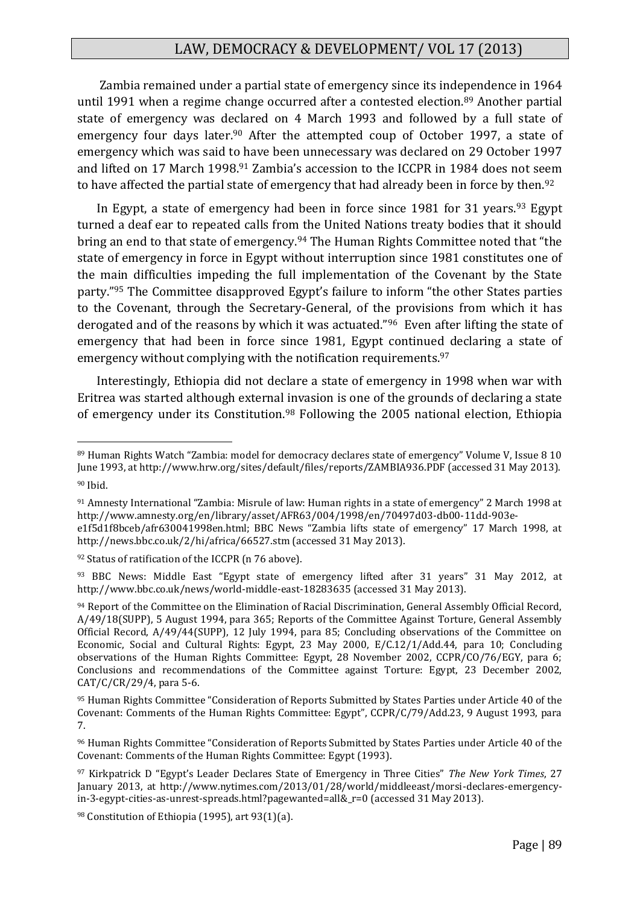Zambia remained under a partial state of emergency since its independence in 1964 until 1991 when a regime change occurred after a contested election.[89] Another partial state of emergency was declared on 4 March 1993 and followed by a full state of emergency four days later.[90] After the attempted coup of October 1997, a state of emergency which was said to have been unnecessary was declared on 29 October 1997 and lifted on 17 March 1998.[91] Zambia's accession to the ICCPR in 1984 does not seem to have affected the partial state of emergency that had already been in force by then.[92]

In Egypt, a state of emergency had been in force since 1981 for 31 years.[93] Egypt turned a deaf ear to repeated calls from the United Nations treaty bodies that it should bring an end to that state of emergency.[94] The Human Rights Committee noted that "the state of emergency in force in Egypt without interruption since 1981 constitutes one of the main difficulties impeding the full implementation of the Covenant by the State party."[95] The Committee disapproved Egypt's failure to inform "the other States parties to the Covenant, through the Secretary-General, of the provisions from which it has derogated and of the reasons by which it was actuated."[96] Even after lifting the state of emergency that had been in force since 1981, Egypt continued declaring a state of emergency without complying with the notification requirements.[97]

Interestingly, Ethiopia did not declare a state of emergency in 1998 when war with Eritrea was started although external invasion is one of the grounds of declaring a state of emergency under its Constitution.[98] Following the 2005 national election, Ethiopia

---

[89] Human Rights Watch "Zambia: model for democracy declares state of emergency" Volume V, Issue 8 10 June 1993, at http://www.hrw.org/sites/default/files/reports/ZAMBIA936.PDF (accessed 31 May 2013).

[90] Ibid.

[91] Amnesty International "Zambia: Misrule of law: Human rights in a state of emergency" 2 March 1998 at http://www.amnesty.org/en/library/asset/AFR63/004/1998/en/70497d03-db00-11dd-903e-e1f5d1f8bceb/afr630041998en.html; BBC News "Zambia lifts state of emergency" 17 March 1998, at http://news.bbc.co.uk/2/hi/africa/66527.stm (accessed 31 May 2013).

[92] Status of ratification of the ICCPR (n 76 above).

[93] BBC News: Middle East "Egypt state of emergency lifted after 31 years" 31 May 2012, at http://www.bbc.co.uk/news/world-middle-east-18283635 (accessed 31 May 2013).

[94] Report of the Committee on the Elimination of Racial Discrimination, General Assembly Official Record, A/49/18(SUPP), 5 August 1994, para 365; Reports of the Committee Against Torture, General Assembly Official Record, A/49/44(SUPP), 12 July 1994, para 85; Concluding observations of the Committee on Economic, Social and Cultural Rights: Egypt, 23 May 2000, E/C.12/1/Add.44, para 10; Concluding observations of the Human Rights Committee: Egypt, 28 November 2002, CCPR/CO/76/EGY, para 6; Conclusions and recommendations of the Committee against Torture: Egypt, 23 December 2002, CAT/C/CR/29/4, para 5-6.

[95] Human Rights Committee "Consideration of Reports Submitted by States Parties under Article 40 of the Covenant: Comments of the Human Rights Committee: Egypt", CCPR/C/79/Add.23, 9 August 1993, para 7.

[96] Human Rights Committee "Consideration of Reports Submitted by States Parties under Article 40 of the Covenant: Comments of the Human Rights Committee: Egypt (1993).

[97] Kirkpatrick D "Egypt's Leader Declares State of Emergency in Three Cities" *The New York Times*, 27 January 2013, at http://www.nytimes.com/2013/01/28/world/middleeast/morsi-declares-emergency-in-3-egypt-cities-as-unrest-spreads.html?pagewanted=all&_r=0 (accessed 31 May 2013).

[98] Constitution of Ethiopia (1995), art 93(1)(a).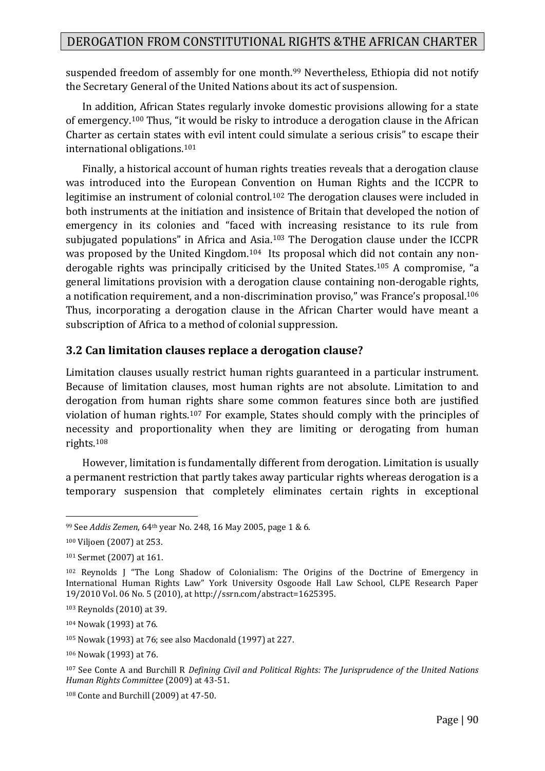suspended freedom of assembly for one month.[99] Nevertheless, Ethiopia did not notify the Secretary General of the United Nations about its act of suspension.

In addition, African States regularly invoke domestic provisions allowing for a state of emergency.[100] Thus, "it would be risky to introduce a derogation clause in the African Charter as certain states with evil intent could simulate a serious crisis" to escape their international obligations.[101]

Finally, a historical account of human rights treaties reveals that a derogation clause was introduced into the European Convention on Human Rights and the ICCPR to legitimise an instrument of colonial control.[102] The derogation clauses were included in both instruments at the initiation and insistence of Britain that developed the notion of emergency in its colonies and "faced with increasing resistance to its rule from subjugated populations" in Africa and Asia.[103] The Derogation clause under the ICCPR was proposed by the United Kingdom.[104] Its proposal which did not contain any non-derogable rights was principally criticised by the United States.[105] A compromise, "a general limitations provision with a derogation clause containing non-derogable rights, a notification requirement, and a non-discrimination proviso," was France's proposal.[106] Thus, incorporating a derogation clause in the African Charter would have meant a subscription of Africa to a method of colonial suppression.

### 3.2 Can limitation clauses replace a derogation clause?

Limitation clauses usually restrict human rights guaranteed in a particular instrument. Because of limitation clauses, most human rights are not absolute. Limitation to and derogation from human rights share some common features since both are justified violation of human rights.[107] For example, States should comply with the principles of necessity and proportionality when they are limiting or derogating from human rights.[108]

However, limitation is fundamentally different from derogation. Limitation is usually a permanent restriction that partly takes away particular rights whereas derogation is a temporary suspension that completely eliminates certain rights in exceptional

---

[99] See *Addis Zemen*, 64th year No. 248, 16 May 2005, page 1 & 6.

[100] Viljoen (2007) at 253.

[101] Sermet (2007) at 161.

[102] Reynolds J "The Long Shadow of Colonialism: The Origins of the Doctrine of Emergency in International Human Rights Law" York University Osgoode Hall Law School, CLPE Research Paper 19/2010 Vol. 06 No. 5 (2010), at http://ssrn.com/abstract=1625395.

[103] Reynolds (2010) at 39.

[104] Nowak (1993) at 76.

[105] Nowak (1993) at 76; see also Macdonald (1997) at 227.

[106] Nowak (1993) at 76.

[107] See Conte A and Burchill R *Defining Civil and Political Rights: The Jurisprudence of the United Nations Human Rights Committee* (2009) at 43-51.

[108] Conte and Burchill (2009) at 47-50.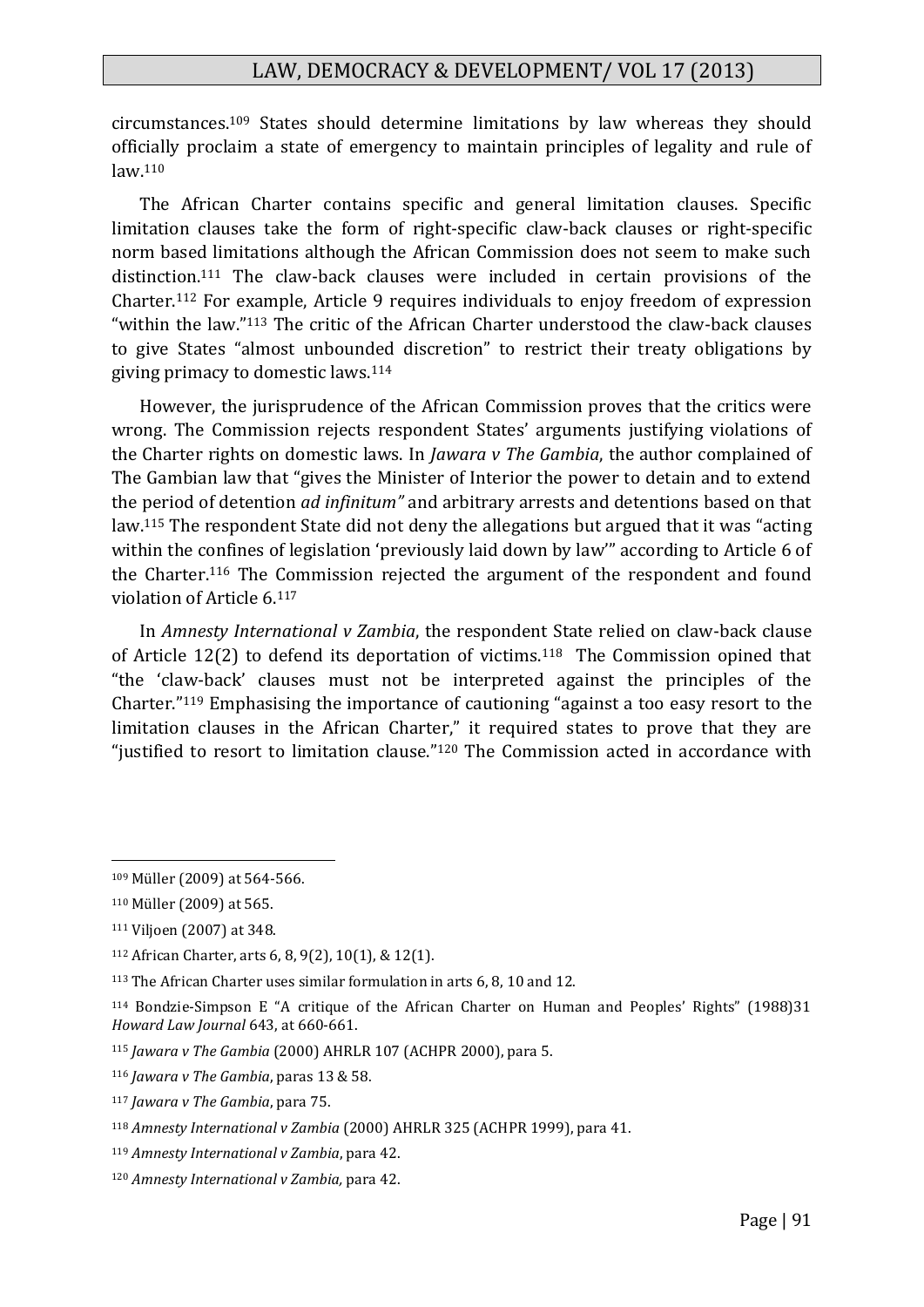circumstances.[109] States should determine limitations by law whereas they should officially proclaim a state of emergency to maintain principles of legality and rule of law.[110]

The African Charter contains specific and general limitation clauses. Specific limitation clauses take the form of right-specific claw-back clauses or right-specific norm based limitations although the African Commission does not seem to make such distinction.[111] The claw-back clauses were included in certain provisions of the Charter.[112] For example, Article 9 requires individuals to enjoy freedom of expression "within the law."[113] The critic of the African Charter understood the claw-back clauses to give States "almost unbounded discretion" to restrict their treaty obligations by giving primacy to domestic laws.[114]

However, the jurisprudence of the African Commission proves that the critics were wrong. The Commission rejects respondent States' arguments justifying violations of the Charter rights on domestic laws. In *Jawara v The Gambia*, the author complained of The Gambian law that "gives the Minister of Interior the power to detain and to extend the period of detention *ad infinitum"* and arbitrary arrests and detentions based on that law.[115] The respondent State did not deny the allegations but argued that it was "acting within the confines of legislation 'previously laid down by law'" according to Article 6 of the Charter.[116] The Commission rejected the argument of the respondent and found violation of Article 6.[117]

In *Amnesty International v Zambia*, the respondent State relied on claw-back clause of Article 12(2) to defend its deportation of victims.[118] The Commission opined that "the 'claw-back' clauses must not be interpreted against the principles of the Charter."[119] Emphasising the importance of cautioning "against a too easy resort to the limitation clauses in the African Charter," it required states to prove that they are "justified to resort to limitation clause."[120] The Commission acted in accordance with

---

[109] Müller (2009) at 564-566.

[110] Müller (2009) at 565.

[111] Viljoen (2007) at 348.

[112] African Charter, arts 6, 8, 9(2), 10(1), & 12(1).

[113] The African Charter uses similar formulation in arts 6, 8, 10 and 12.

[114] Bondzie-Simpson E "A critique of the African Charter on Human and Peoples' Rights" (1988)31 *Howard Law Journal* 643, at 660-661.

[115] *Jawara v The Gambia* (2000) AHRLR 107 (ACHPR 2000), para 5.

[116] *Jawara v The Gambia*, paras 13 & 58.

[117] *Jawara v The Gambia*, para 75.

[118] *Amnesty International v Zambia* (2000) AHRLR 325 (ACHPR 1999), para 41.

[119] *Amnesty International v Zambia*, para 42.

[120] *Amnesty International v Zambia,* para 42.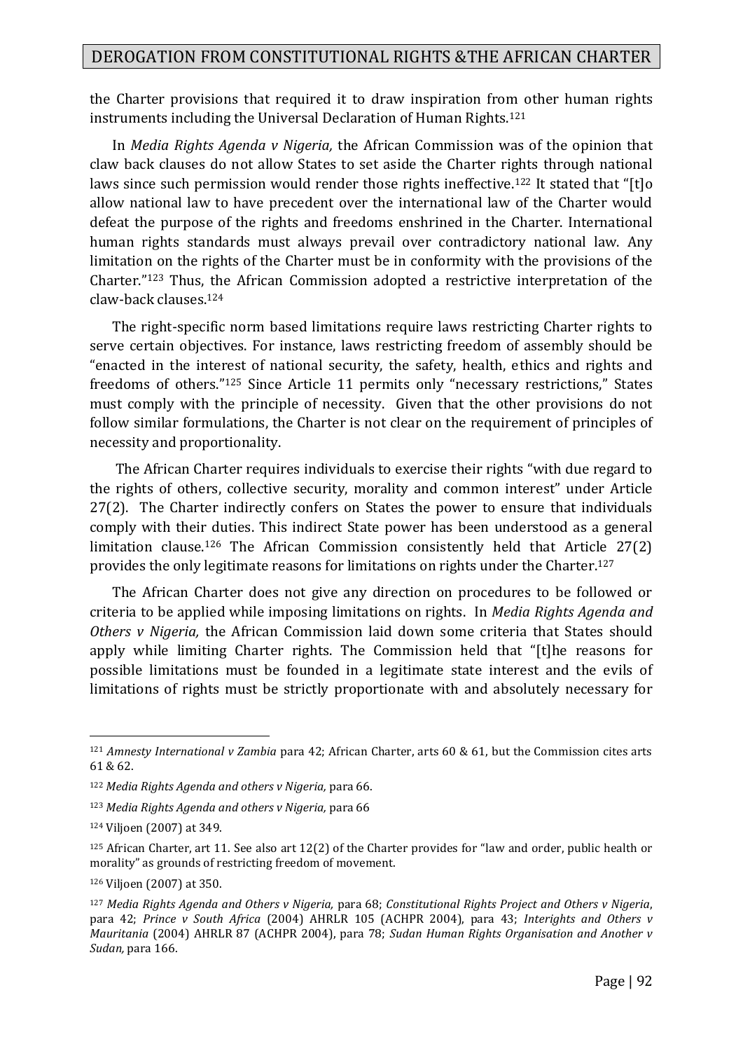the Charter provisions that required it to draw inspiration from other human rights instruments including the Universal Declaration of Human Rights.[121]

In *Media Rights Agenda v Nigeria,* the African Commission was of the opinion that claw back clauses do not allow States to set aside the Charter rights through national laws since such permission would render those rights ineffective.[122] It stated that "[t]o allow national law to have precedent over the international law of the Charter would defeat the purpose of the rights and freedoms enshrined in the Charter. International human rights standards must always prevail over contradictory national law. Any limitation on the rights of the Charter must be in conformity with the provisions of the Charter."[123] Thus, the African Commission adopted a restrictive interpretation of the claw-back clauses.[124]

The right-specific norm based limitations require laws restricting Charter rights to serve certain objectives. For instance, laws restricting freedom of assembly should be "enacted in the interest of national security, the safety, health, ethics and rights and freedoms of others."[125] Since Article 11 permits only "necessary restrictions," States must comply with the principle of necessity. Given that the other provisions do not follow similar formulations, the Charter is not clear on the requirement of principles of necessity and proportionality.

The African Charter requires individuals to exercise their rights "with due regard to the rights of others, collective security, morality and common interest" under Article 27(2). The Charter indirectly confers on States the power to ensure that individuals comply with their duties. This indirect State power has been understood as a general limitation clause.[126] The African Commission consistently held that Article 27(2) provides the only legitimate reasons for limitations on rights under the Charter.[127]

The African Charter does not give any direction on procedures to be followed or criteria to be applied while imposing limitations on rights. In *Media Rights Agenda and Others v Nigeria,* the African Commission laid down some criteria that States should apply while limiting Charter rights. The Commission held that "[t]he reasons for possible limitations must be founded in a legitimate state interest and the evils of limitations of rights must be strictly proportionate with and absolutely necessary for

---

[121] *Amnesty International v Zambia* para 42; African Charter, arts 60 & 61, but the Commission cites arts 61 & 62.

[122] *Media Rights Agenda and others v Nigeria,* para 66.

[123] *Media Rights Agenda and others v Nigeria,* para 66

[124] Viljoen (2007) at 349.

[125] African Charter, art 11. See also art 12(2) of the Charter provides for "law and order, public health or morality" as grounds of restricting freedom of movement.

[126] Viljoen (2007) at 350.

[127] *Media Rights Agenda and Others v Nigeria,* para 68; *Constitutional Rights Project and Others v Nigeria*, para 42; *Prince v South Africa* (2004) AHRLR 105 (ACHPR 2004), para 43; *Interights and Others v Mauritania* (2004) AHRLR 87 (ACHPR 2004), para 78; *Sudan Human Rights Organisation and Another v Sudan,* para 166.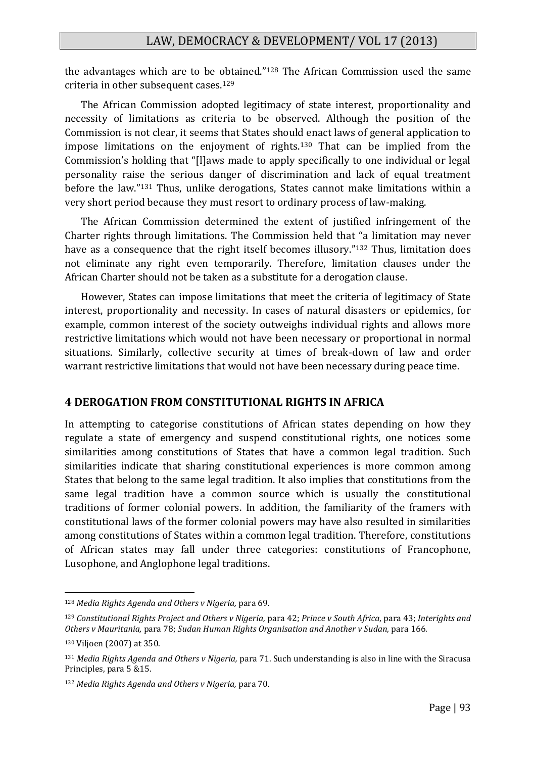the advantages which are to be obtained."[128] The African Commission used the same criteria in other subsequent cases.[129]

The African Commission adopted legitimacy of state interest, proportionality and necessity of limitations as criteria to be observed. Although the position of the Commission is not clear, it seems that States should enact laws of general application to impose limitations on the enjoyment of rights.[130] That can be implied from the Commission's holding that "[l]aws made to apply specifically to one individual or legal personality raise the serious danger of discrimination and lack of equal treatment before the law."[131] Thus, unlike derogations, States cannot make limitations within a very short period because they must resort to ordinary process of law-making.

The African Commission determined the extent of justified infringement of the Charter rights through limitations. The Commission held that "a limitation may never have as a consequence that the right itself becomes illusory."[132] Thus, limitation does not eliminate any right even temporarily. Therefore, limitation clauses under the African Charter should not be taken as a substitute for a derogation clause.

However, States can impose limitations that meet the criteria of legitimacy of State interest, proportionality and necessity. In cases of natural disasters or epidemics, for example, common interest of the society outweighs individual rights and allows more restrictive limitations which would not have been necessary or proportional in normal situations. Similarly, collective security at times of break-down of law and order warrant restrictive limitations that would not have been necessary during peace time.

## 4 DEROGATION FROM CONSTITUTIONAL RIGHTS IN AFRICA

In attempting to categorise constitutions of African states depending on how they regulate a state of emergency and suspend constitutional rights, one notices some similarities among constitutions of States that have a common legal tradition. Such similarities indicate that sharing constitutional experiences is more common among States that belong to the same legal tradition. It also implies that constitutions from the same legal tradition have a common source which is usually the constitutional traditions of former colonial powers. In addition, the familiarity of the framers with constitutional laws of the former colonial powers may have also resulted in similarities among constitutions of States within a common legal tradition. Therefore, constitutions of African states may fall under three categories: constitutions of Francophone, Lusophone, and Anglophone legal traditions.

---

[128] *Media Rights Agenda and Others v Nigeria,* para 69.

[129] *Constitutional Rights Project and Others v Nigeria,* para 42; *Prince v South Africa*, para 43; *Interights and Others v Mauritania,* para 78; *Sudan Human Rights Organisation and Another v Sudan,* para 166.

[130] Viljoen (2007) at 350.

[131] *Media Rights Agenda and Others v Nigeria,* para 71. Such understanding is also in line with the Siracusa Principles, para 5 &15.

[132] *Media Rights Agenda and Others v Nigeria,* para 70.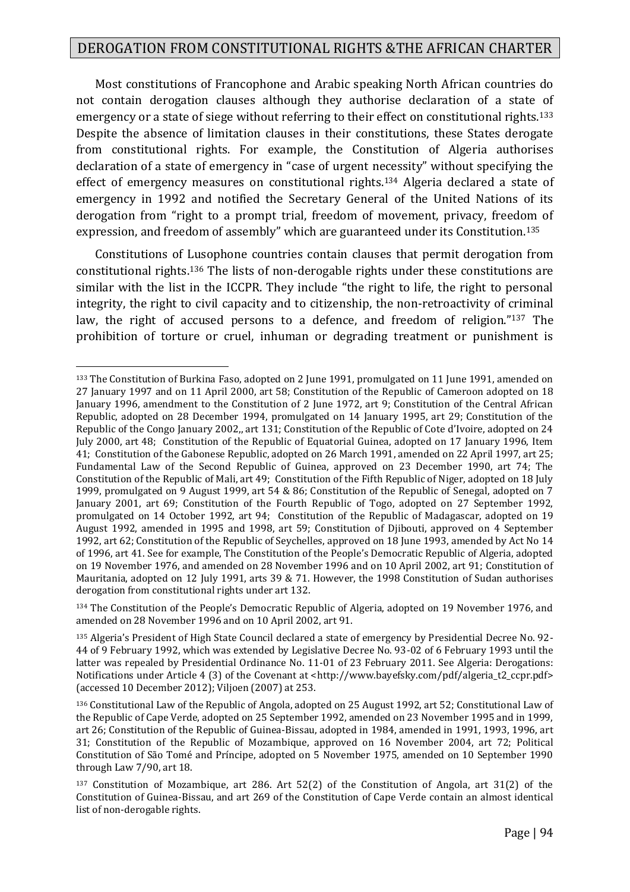Most constitutions of Francophone and Arabic speaking North African countries do not contain derogation clauses although they authorise declaration of a state of emergency or a state of siege without referring to their effect on constitutional rights.[133] Despite the absence of limitation clauses in their constitutions, these States derogate from constitutional rights. For example, the Constitution of Algeria authorises declaration of a state of emergency in "case of urgent necessity" without specifying the effect of emergency measures on constitutional rights.[134] Algeria declared a state of emergency in 1992 and notified the Secretary General of the United Nations of its derogation from "right to a prompt trial, freedom of movement, privacy, freedom of expression, and freedom of assembly" which are guaranteed under its Constitution.[135]

Constitutions of Lusophone countries contain clauses that permit derogation from constitutional rights.[136] The lists of non-derogable rights under these constitutions are similar with the list in the ICCPR. They include "the right to life, the right to personal integrity, the right to civil capacity and to citizenship, the non-retroactivity of criminal law, the right of accused persons to a defence, and freedom of religion."[137] The prohibition of torture or cruel, inhuman or degrading treatment or punishment is

---

[133] The Constitution of Burkina Faso, adopted on 2 June 1991, promulgated on 11 June 1991, amended on 27 January 1997 and on 11 April 2000, art 58; Constitution of the Republic of Cameroon adopted on 18 January 1996, amendment to the Constitution of 2 June 1972, art 9; Constitution of the Central African Republic, adopted on 28 December 1994, promulgated on 14 January 1995, art 29; Constitution of the Republic of the Congo January 2002,, art 131; Constitution of the Republic of Cote d'Ivoire, adopted on 24 July 2000, art 48; Constitution of the Republic of Equatorial Guinea, adopted on 17 January 1996, Item 41; Constitution of the Gabonese Republic, adopted on 26 March 1991, amended on 22 April 1997, art 25; Fundamental Law of the Second Republic of Guinea, approved on 23 December 1990, art 74; The Constitution of the Republic of Mali, art 49; Constitution of the Fifth Republic of Niger, adopted on 18 July 1999, promulgated on 9 August 1999, art 54 & 86; Constitution of the Republic of Senegal, adopted on 7 January 2001, art 69; Constitution of the Fourth Republic of Togo, adopted on 27 September 1992, promulgated on 14 October 1992, art 94; Constitution of the Republic of Madagascar, adopted on 19 August 1992, amended in 1995 and 1998, art 59; Constitution of Djibouti, approved on 4 September 1992, art 62; Constitution of the Republic of Seychelles, approved on 18 June 1993, amended by Act No 14 of 1996, art 41. See for example, The Constitution of the People's Democratic Republic of Algeria, adopted on 19 November 1976, and amended on 28 November 1996 and on 10 April 2002, art 91; Constitution of Mauritania, adopted on 12 July 1991, arts 39 & 71. However, the 1998 Constitution of Sudan authorises derogation from constitutional rights under art 132.

[134] The Constitution of the People's Democratic Republic of Algeria, adopted on 19 November 1976, and amended on 28 November 1996 and on 10 April 2002, art 91.

[135] Algeria's President of High State Council declared a state of emergency by Presidential Decree No. 92-44 of 9 February 1992, which was extended by Legislative Decree No. 93-02 of 6 February 1993 until the latter was repealed by Presidential Ordinance No. 11-01 of 23 February 2011. See Algeria: Derogations: Notifications under Article 4 (3) of the Covenant at <http://www.bayefsky.com/pdf/algeria_t2_ccpr.pdf> (accessed 10 December 2012); Viljoen (2007) at 253.

[136] Constitutional Law of the Republic of Angola, adopted on 25 August 1992, art 52; Constitutional Law of the Republic of Cape Verde, adopted on 25 September 1992, amended on 23 November 1995 and in 1999, art 26; Constitution of the Republic of Guinea-Bissau, adopted in 1984, amended in 1991, 1993, 1996, art 31; Constitution of the Republic of Mozambique, approved on 16 November 2004, art 72; Political Constitution of São Tomé and Príncipe, adopted on 5 November 1975, amended on 10 September 1990 through Law 7/90, art 18.

[137] Constitution of Mozambique, art 286. Art 52(2) of the Constitution of Angola, art 31(2) of the Constitution of Guinea-Bissau, and art 269 of the Constitution of Cape Verde contain an almost identical list of non-derogable rights.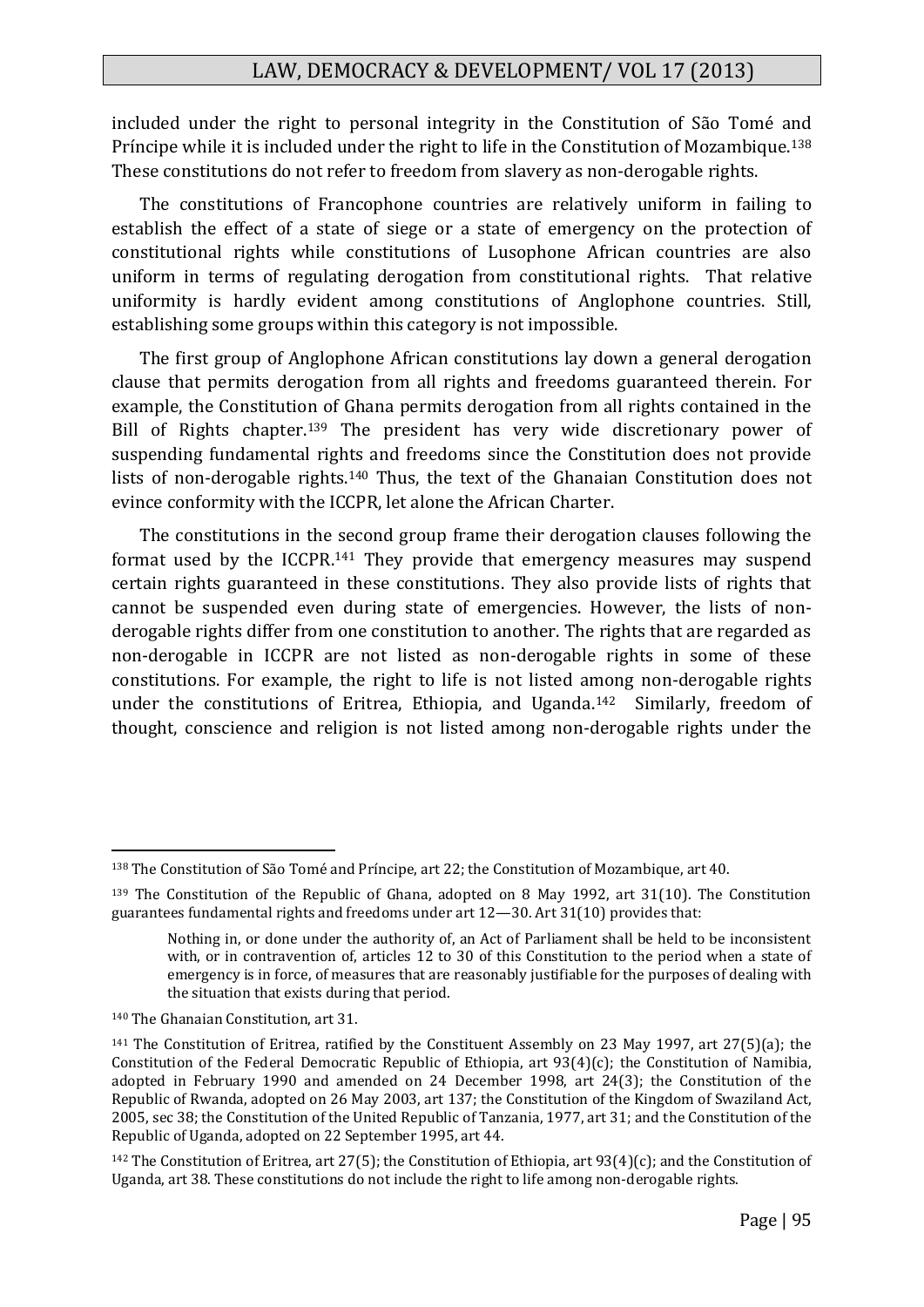included under the right to personal integrity in the Constitution of São Tomé and Príncipe while it is included under the right to life in the Constitution of Mozambique.[138] These constitutions do not refer to freedom from slavery as non-derogable rights.

The constitutions of Francophone countries are relatively uniform in failing to establish the effect of a state of siege or a state of emergency on the protection of constitutional rights while constitutions of Lusophone African countries are also uniform in terms of regulating derogation from constitutional rights. That relative uniformity is hardly evident among constitutions of Anglophone countries. Still, establishing some groups within this category is not impossible.

The first group of Anglophone African constitutions lay down a general derogation clause that permits derogation from all rights and freedoms guaranteed therein. For example, the Constitution of Ghana permits derogation from all rights contained in the Bill of Rights chapter.[139] The president has very wide discretionary power of suspending fundamental rights and freedoms since the Constitution does not provide lists of non-derogable rights.[140] Thus, the text of the Ghanaian Constitution does not evince conformity with the ICCPR, let alone the African Charter.

The constitutions in the second group frame their derogation clauses following the format used by the ICCPR.[141] They provide that emergency measures may suspend certain rights guaranteed in these constitutions. They also provide lists of rights that cannot be suspended even during state of emergencies. However, the lists of non-derogable rights differ from one constitution to another. The rights that are regarded as non-derogable in ICCPR are not listed as non-derogable rights in some of these constitutions. For example, the right to life is not listed among non-derogable rights under the constitutions of Eritrea, Ethiopia, and Uganda.[142] Similarly, freedom of thought, conscience and religion is not listed among non-derogable rights under the

---

[138] The Constitution of São Tomé and Príncipe, art 22; the Constitution of Mozambique, art 40.

[139] The Constitution of the Republic of Ghana, adopted on 8 May 1992, art 31(10). The Constitution guarantees fundamental rights and freedoms under art 12—30. Art 31(10) provides that:

> Nothing in, or done under the authority of, an Act of Parliament shall be held to be inconsistent with, or in contravention of, articles 12 to 30 of this Constitution to the period when a state of emergency is in force, of measures that are reasonably justifiable for the purposes of dealing with the situation that exists during that period.

[140] The Ghanaian Constitution, art 31.

[141] The Constitution of Eritrea, ratified by the Constituent Assembly on 23 May 1997, art 27(5)(a); the Constitution of the Federal Democratic Republic of Ethiopia, art 93(4)(c); the Constitution of Namibia, adopted in February 1990 and amended on 24 December 1998, art 24(3); the Constitution of the Republic of Rwanda, adopted on 26 May 2003, art 137; the Constitution of the Kingdom of Swaziland Act, 2005, sec 38; the Constitution of the United Republic of Tanzania, 1977, art 31; and the Constitution of the Republic of Uganda, adopted on 22 September 1995, art 44.

[142] The Constitution of Eritrea, art 27(5); the Constitution of Ethiopia, art 93(4)(c); and the Constitution of Uganda, art 38. These constitutions do not include the right to life among non-derogable rights.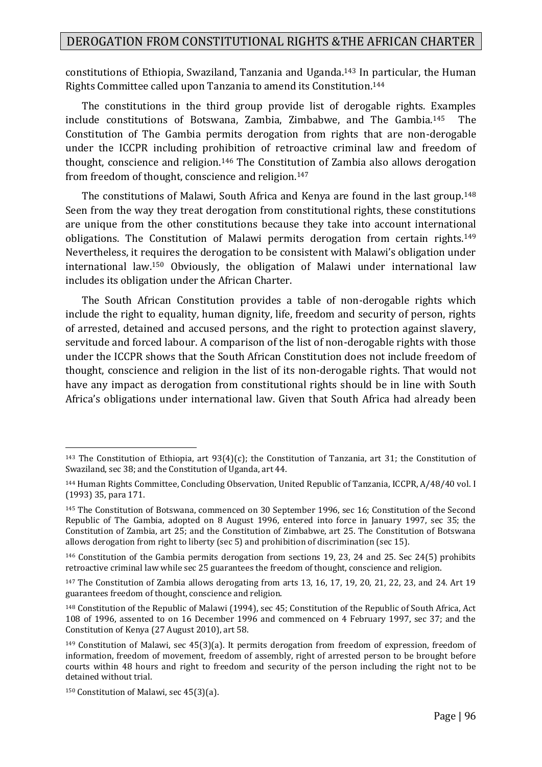constitutions of Ethiopia, Swaziland, Tanzania and Uganda.[143] In particular, the Human Rights Committee called upon Tanzania to amend its Constitution.[144]

The constitutions in the third group provide list of derogable rights. Examples include constitutions of Botswana, Zambia, Zimbabwe, and The Gambia.[145] The Constitution of The Gambia permits derogation from rights that are non-derogable under the ICCPR including prohibition of retroactive criminal law and freedom of thought, conscience and religion.[146] The Constitution of Zambia also allows derogation from freedom of thought, conscience and religion.[147]

The constitutions of Malawi, South Africa and Kenya are found in the last group.[148] Seen from the way they treat derogation from constitutional rights, these constitutions are unique from the other constitutions because they take into account international obligations. The Constitution of Malawi permits derogation from certain rights.[149] Nevertheless, it requires the derogation to be consistent with Malawi's obligation under international law.[150] Obviously, the obligation of Malawi under international law includes its obligation under the African Charter.

The South African Constitution provides a table of non-derogable rights which include the right to equality, human dignity, life, freedom and security of person, rights of arrested, detained and accused persons, and the right to protection against slavery, servitude and forced labour. A comparison of the list of non-derogable rights with those under the ICCPR shows that the South African Constitution does not include freedom of thought, conscience and religion in the list of its non-derogable rights. That would not have any impact as derogation from constitutional rights should be in line with South Africa's obligations under international law. Given that South Africa had already been

---

[143] The Constitution of Ethiopia, art 93(4)(c); the Constitution of Tanzania, art 31; the Constitution of Swaziland, sec 38; and the Constitution of Uganda, art 44.

[144] Human Rights Committee, Concluding Observation, United Republic of Tanzania, ICCPR, A/48/40 vol. I (1993) 35, para 171.

[145] The Constitution of Botswana, commenced on 30 September 1996, sec 16; Constitution of the Second Republic of The Gambia, adopted on 8 August 1996, entered into force in January 1997, sec 35; the Constitution of Zambia, art 25; and the Constitution of Zimbabwe, art 25. The Constitution of Botswana allows derogation from right to liberty (sec 5) and prohibition of discrimination (sec 15).

[146] Constitution of the Gambia permits derogation from sections 19, 23, 24 and 25. Sec 24(5) prohibits retroactive criminal law while sec 25 guarantees the freedom of thought, conscience and religion.

[147] The Constitution of Zambia allows derogating from arts 13, 16, 17, 19, 20, 21, 22, 23, and 24. Art 19 guarantees freedom of thought, conscience and religion.

[148] Constitution of the Republic of Malawi (1994), sec 45; Constitution of the Republic of South Africa, Act 108 of 1996, assented to on 16 December 1996 and commenced on 4 February 1997, sec 37; and the Constitution of Kenya (27 August 2010), art 58.

[149] Constitution of Malawi, sec 45(3)(a). It permits derogation from freedom of expression, freedom of information, freedom of movement, freedom of assembly, right of arrested person to be brought before courts within 48 hours and right to freedom and security of the person including the right not to be detained without trial.

[150] Constitution of Malawi, sec 45(3)(a).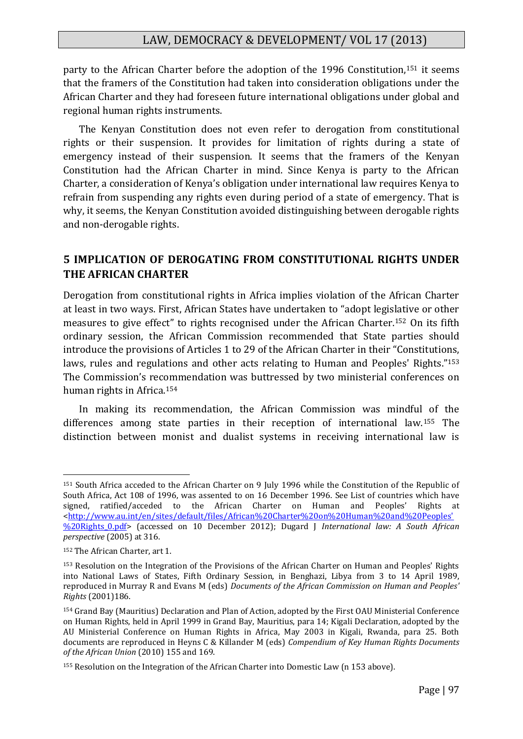party to the African Charter before the adoption of the 1996 Constitution,[151] it seems that the framers of the Constitution had taken into consideration obligations under the African Charter and they had foreseen future international obligations under global and regional human rights instruments.

The Kenyan Constitution does not even refer to derogation from constitutional rights or their suspension. It provides for limitation of rights during a state of emergency instead of their suspension. It seems that the framers of the Kenyan Constitution had the African Charter in mind. Since Kenya is party to the African Charter, a consideration of Kenya's obligation under international law requires Kenya to refrain from suspending any rights even during period of a state of emergency. That is why, it seems, the Kenyan Constitution avoided distinguishing between derogable rights and non-derogable rights.

## 5 IMPLICATION OF DEROGATING FROM CONSTITUTIONAL RIGHTS UNDER THE AFRICAN CHARTER

Derogation from constitutional rights in Africa implies violation of the African Charter at least in two ways. First, African States have undertaken to "adopt legislative or other measures to give effect" to rights recognised under the African Charter.[152] On its fifth ordinary session, the African Commission recommended that State parties should introduce the provisions of Articles 1 to 29 of the African Charter in their "Constitutions, laws, rules and regulations and other acts relating to Human and Peoples' Rights."[153] The Commission's recommendation was buttressed by two ministerial conferences on human rights in Africa.[154]

In making its recommendation, the African Commission was mindful of the differences among state parties in their reception of international law.[155] The distinction between monist and dualist systems in receiving international law is

---

[151] South Africa acceded to the African Charter on 9 July 1996 while the Constitution of the Republic of South Africa, Act 108 of 1996, was assented to on 16 December 1996. See List of countries which have signed, ratified/acceded to the African Charter on Human and Peoples' Rights at <http://www.au.int/en/sites/default/files/African%20Charter%20on%20Human%20and%20Peoples'%20Rights_0.pdf> (accessed on 10 December 2012); Dugard J *International law: A South African perspective* (2005) at 316.

[152] The African Charter, art 1.

[153] Resolution on the Integration of the Provisions of the African Charter on Human and Peoples' Rights into National Laws of States, Fifth Ordinary Session, in Benghazi, Libya from 3 to 14 April 1989, reproduced in Murray R and Evans M (eds) *Documents of the African Commission on Human and Peoples' Rights* (2001)186.

[154] Grand Bay (Mauritius) Declaration and Plan of Action, adopted by the First OAU Ministerial Conference on Human Rights, held in April 1999 in Grand Bay, Mauritius, para 14; Kigali Declaration, adopted by the AU Ministerial Conference on Human Rights in Africa, May 2003 in Kigali, Rwanda, para 25. Both documents are reproduced in Heyns C & Killander M (eds) *Compendium of Key Human Rights Documents of the African Union* (2010) 155 and 169.

[155] Resolution on the Integration of the African Charter into Domestic Law (n 153 above).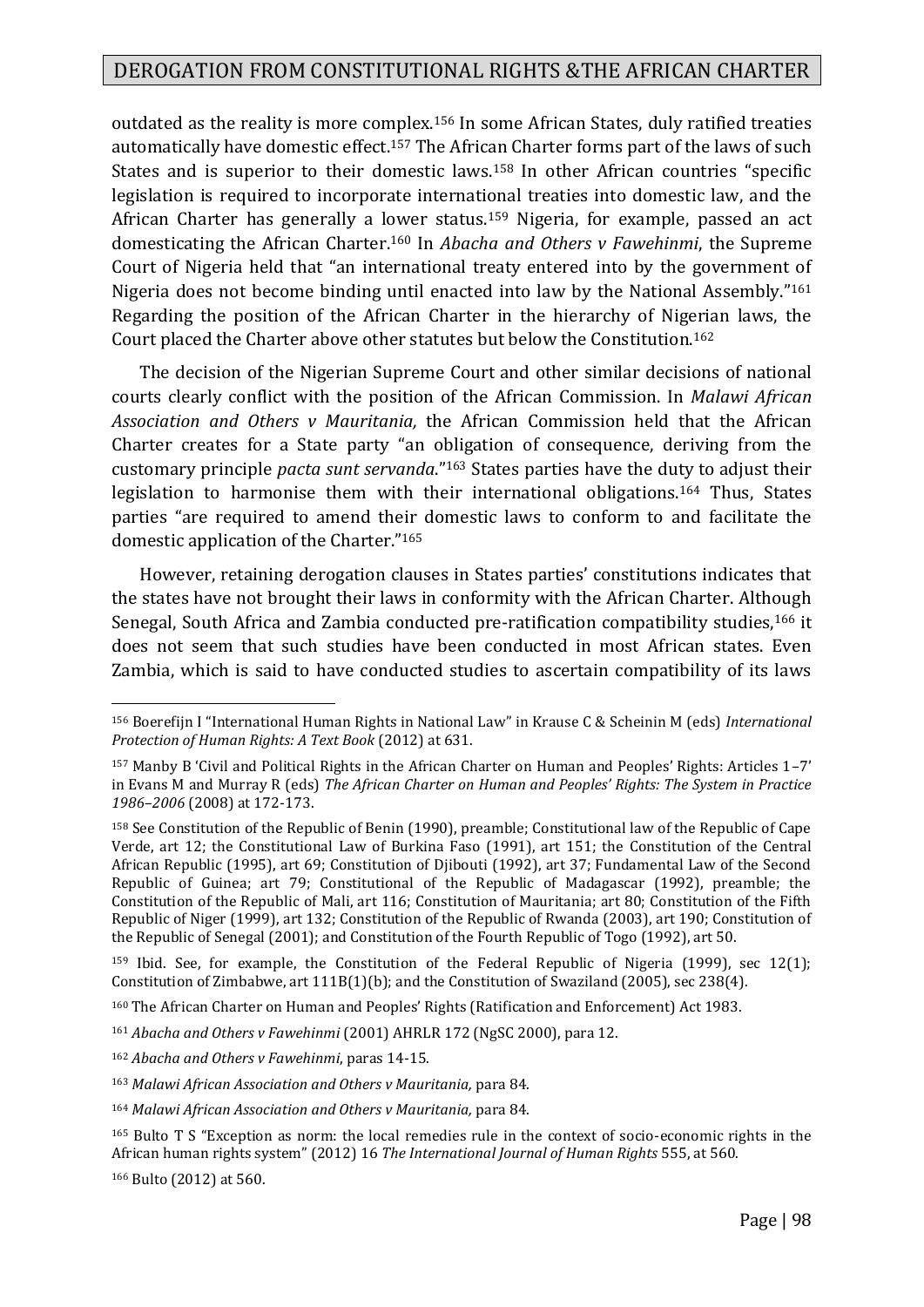outdated as the reality is more complex.[156] In some African States, duly ratified treaties automatically have domestic effect.[157] The African Charter forms part of the laws of such States and is superior to their domestic laws.[158] In other African countries "specific legislation is required to incorporate international treaties into domestic law, and the African Charter has generally a lower status.[159] Nigeria, for example, passed an act domesticating the African Charter.[160] In *Abacha and Others v Fawehinmi*, the Supreme Court of Nigeria held that "an international treaty entered into by the government of Nigeria does not become binding until enacted into law by the National Assembly."[161] Regarding the position of the African Charter in the hierarchy of Nigerian laws, the Court placed the Charter above other statutes but below the Constitution.[162]

The decision of the Nigerian Supreme Court and other similar decisions of national courts clearly conflict with the position of the African Commission. In *Malawi African Association and Others v Mauritania,* the African Commission held that the African Charter creates for a State party "an obligation of consequence, deriving from the customary principle *pacta sunt servanda*."[163] States parties have the duty to adjust their legislation to harmonise them with their international obligations.[164] Thus, States parties "are required to amend their domestic laws to conform to and facilitate the domestic application of the Charter."[165]

However, retaining derogation clauses in States parties' constitutions indicates that the states have not brought their laws in conformity with the African Charter. Although Senegal, South Africa and Zambia conducted pre-ratification compatibility studies,[166] it does not seem that such studies have been conducted in most African states. Even Zambia, which is said to have conducted studies to ascertain compatibility of its laws

---

[156] Boerefijn I "International Human Rights in National Law" in Krause C & Scheinin M (eds) *International Protection of Human Rights: A Text Book* (2012) at 631.

[157] Manby B 'Civil and Political Rights in the African Charter on Human and Peoples' Rights: Articles 1–7' in Evans M and Murray R (eds) *The African Charter on Human and Peoples' Rights: The System in Practice 1986–2006* (2008) at 172-173.

[158] See Constitution of the Republic of Benin (1990), preamble; Constitutional law of the Republic of Cape Verde, art 12; the Constitutional Law of Burkina Faso (1991), art 151; the Constitution of the Central African Republic (1995), art 69; Constitution of Djibouti (1992), art 37; Fundamental Law of the Second Republic of Guinea; art 79; Constitutional of the Republic of Madagascar (1992), preamble; the Constitution of the Republic of Mali, art 116; Constitution of Mauritania; art 80; Constitution of the Fifth Republic of Niger (1999), art 132; Constitution of the Republic of Rwanda (2003), art 190; Constitution of the Republic of Senegal (2001); and Constitution of the Fourth Republic of Togo (1992), art 50.

[159] Ibid. See, for example, the Constitution of the Federal Republic of Nigeria (1999), sec 12(1); Constitution of Zimbabwe, art 111B(1)(b); and the Constitution of Swaziland (2005), sec 238(4).

[160] The African Charter on Human and Peoples' Rights (Ratification and Enforcement) Act 1983.

[161] *Abacha and Others v Fawehinmi* (2001) AHRLR 172 (NgSC 2000), para 12.

[162] *Abacha and Others v Fawehinmi*, paras 14-15.

[163] *Malawi African Association and Others v Mauritania,* para 84.

[164] *Malawi African Association and Others v Mauritania,* para 84.

[165] Bulto T S "Exception as norm: the local remedies rule in the context of socio-economic rights in the African human rights system" (2012) 16 *The International Journal of Human Rights* 555, at 560.

[166] Bulto (2012) at 560.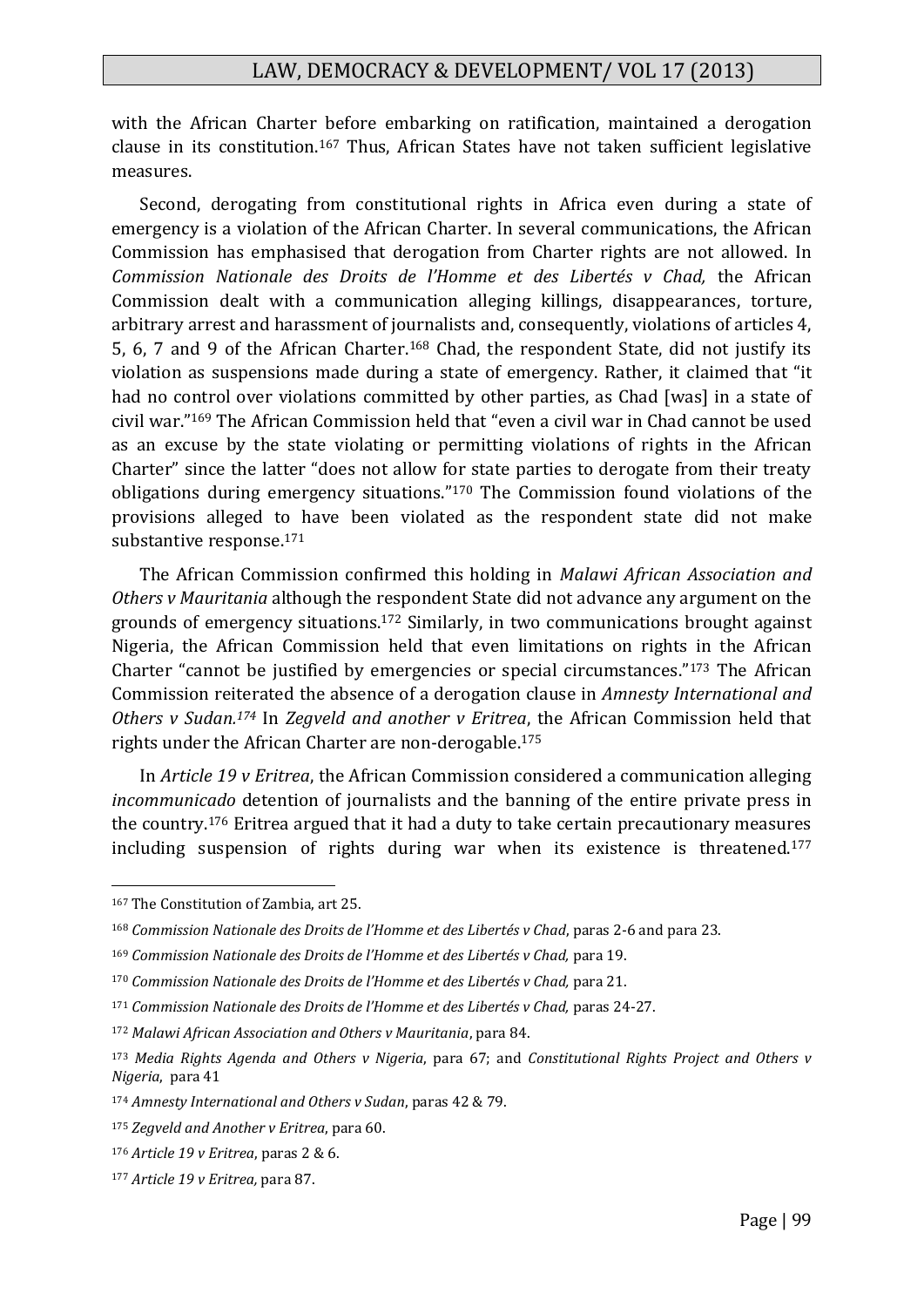with the African Charter before embarking on ratification, maintained a derogation clause in its constitution.[167] Thus, African States have not taken sufficient legislative measures.

Second, derogating from constitutional rights in Africa even during a state of emergency is a violation of the African Charter. In several communications, the African Commission has emphasised that derogation from Charter rights are not allowed. In *Commission Nationale des Droits de l'Homme et des Libertés v Chad,* the African Commission dealt with a communication alleging killings, disappearances, torture, arbitrary arrest and harassment of journalists and, consequently, violations of articles 4, 5, 6, 7 and 9 of the African Charter.[168] Chad, the respondent State, did not justify its violation as suspensions made during a state of emergency. Rather, it claimed that "it had no control over violations committed by other parties, as Chad [was] in a state of civil war."[169] The African Commission held that "even a civil war in Chad cannot be used as an excuse by the state violating or permitting violations of rights in the African Charter" since the latter "does not allow for state parties to derogate from their treaty obligations during emergency situations."[170] The Commission found violations of the provisions alleged to have been violated as the respondent state did not make substantive response.[171]

The African Commission confirmed this holding in *Malawi African Association and Others v Mauritania* although the respondent State did not advance any argument on the grounds of emergency situations.[172] Similarly, in two communications brought against Nigeria, the African Commission held that even limitations on rights in the African Charter "cannot be justified by emergencies or special circumstances."[173] The African Commission reiterated the absence of a derogation clause in *Amnesty International and Others v Sudan.*[174] In *Zegveld and another v Eritrea*, the African Commission held that rights under the African Charter are non-derogable.[175]

In *Article 19 v Eritrea*, the African Commission considered a communication alleging *incommunicado* detention of journalists and the banning of the entire private press in the country.[176] Eritrea argued that it had a duty to take certain precautionary measures including suspension of rights during war when its existence is threatened.[177]

---

[167] The Constitution of Zambia, art 25.

[168] *Commission Nationale des Droits de l'Homme et des Libertés v Chad*, paras 2-6 and para 23.

[169] *Commission Nationale des Droits de l'Homme et des Libertés v Chad,* para 19.

[170] *Commission Nationale des Droits de l'Homme et des Libertés v Chad,* para 21.

[171] *Commission Nationale des Droits de l'Homme et des Libertés v Chad,* paras 24-27.

[172] *Malawi African Association and Others v Mauritania*, para 84.

[173] *Media Rights Agenda and Others v Nigeria*, para 67; and *Constitutional Rights Project and Others v Nigeria*, para 41

[174] *Amnesty International and Others v Sudan*, paras 42 & 79.

[175] *Zegveld and Another v Eritrea*, para 60.

[176] *Article 19 v Eritrea*, paras 2 & 6.

[177] *Article 19 v Eritrea,* para 87.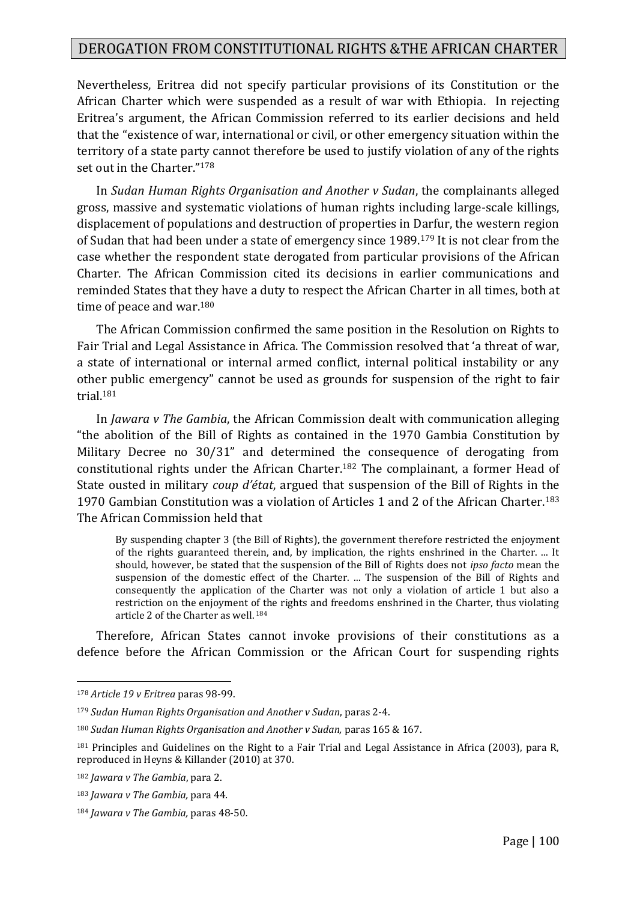Nevertheless, Eritrea did not specify particular provisions of its Constitution or the African Charter which were suspended as a result of war with Ethiopia. In rejecting Eritrea's argument, the African Commission referred to its earlier decisions and held that the "existence of war, international or civil, or other emergency situation within the territory of a state party cannot therefore be used to justify violation of any of the rights set out in the Charter."[178]

In *Sudan Human Rights Organisation and Another v Sudan*, the complainants alleged gross, massive and systematic violations of human rights including large-scale killings, displacement of populations and destruction of properties in Darfur, the western region of Sudan that had been under a state of emergency since 1989.[179] It is not clear from the case whether the respondent state derogated from particular provisions of the African Charter. The African Commission cited its decisions in earlier communications and reminded States that they have a duty to respect the African Charter in all times, both at time of peace and war.[180]

The African Commission confirmed the same position in the Resolution on Rights to Fair Trial and Legal Assistance in Africa. The Commission resolved that 'a threat of war, a state of international or internal armed conflict, internal political instability or any other public emergency" cannot be used as grounds for suspension of the right to fair trial.[181]

In *Jawara v The Gambia*, the African Commission dealt with communication alleging "the abolition of the Bill of Rights as contained in the 1970 Gambia Constitution by Military Decree no 30/31" and determined the consequence of derogating from constitutional rights under the African Charter.[182] The complainant, a former Head of State ousted in military *coup d'état*, argued that suspension of the Bill of Rights in the 1970 Gambian Constitution was a violation of Articles 1 and 2 of the African Charter.[183] The African Commission held that

> By suspending chapter 3 (the Bill of Rights), the government therefore restricted the enjoyment of the rights guaranteed therein, and, by implication, the rights enshrined in the Charter. ... It should, however, be stated that the suspension of the Bill of Rights does not *ipso facto* mean the suspension of the domestic effect of the Charter. ... The suspension of the Bill of Rights and consequently the application of the Charter was not only a violation of article 1 but also a restriction on the enjoyment of the rights and freedoms enshrined in the Charter, thus violating article 2 of the Charter as well.[184]

Therefore, African States cannot invoke provisions of their constitutions as a defence before the African Commission or the African Court for suspending rights

---

[178] *Article 19 v Eritrea* paras 98-99.

[179] *Sudan Human Rights Organisation and Another v Sudan*, paras 2-4.

[180] *Sudan Human Rights Organisation and Another v Sudan,* paras 165 & 167.

[181] Principles and Guidelines on the Right to a Fair Trial and Legal Assistance in Africa (2003), para R, reproduced in Heyns & Killander (2010) at 370.

[182] *Jawara v The Gambia*, para 2.

[183] *Jawara v The Gambia,* para 44.

[184] *Jawara v The Gambia,* paras 48-50.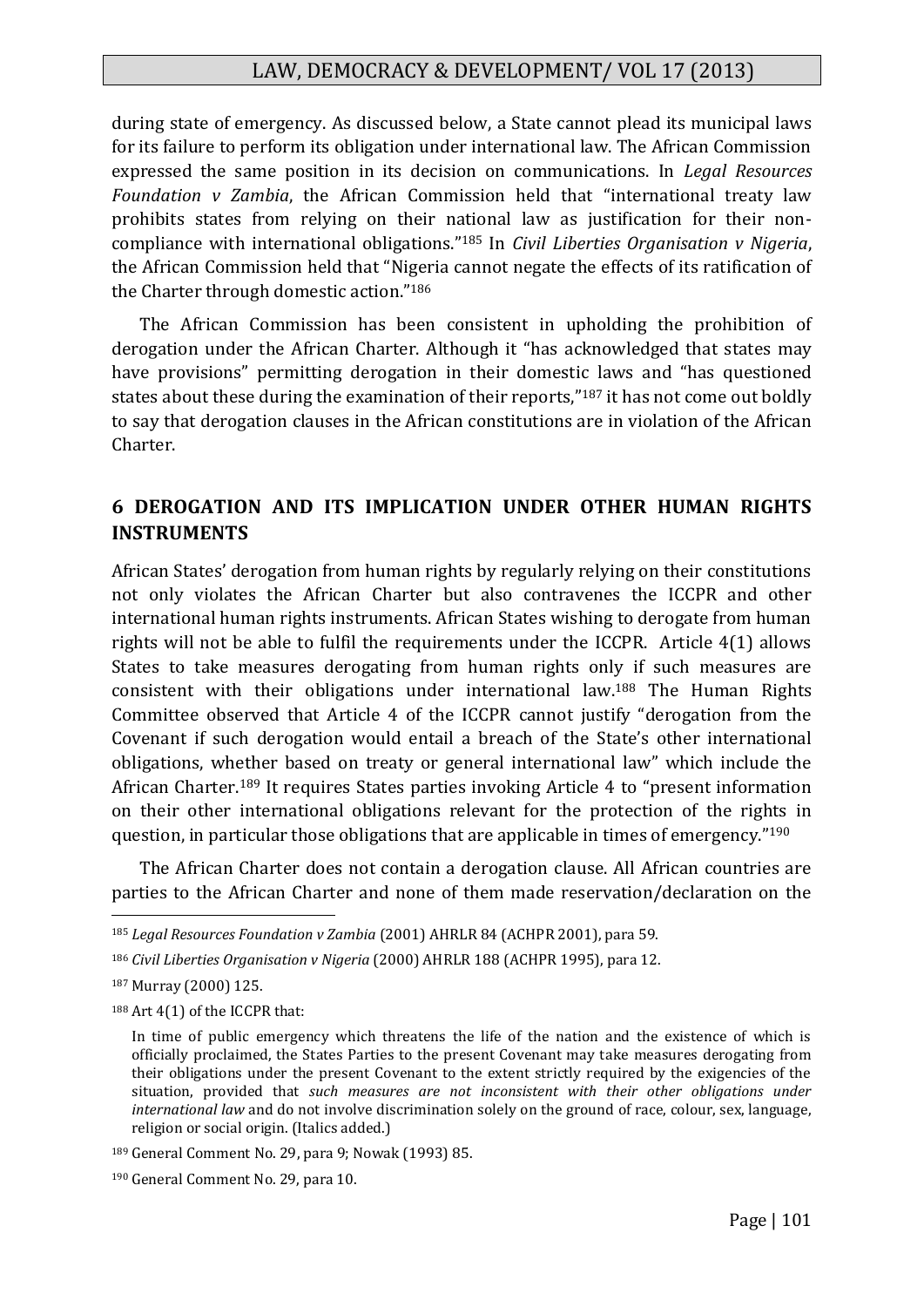during state of emergency. As discussed below, a State cannot plead its municipal laws for its failure to perform its obligation under international law. The African Commission expressed the same position in its decision on communications. In *Legal Resources Foundation v Zambia*, the African Commission held that "international treaty law prohibits states from relying on their national law as justification for their non-compliance with international obligations."[185] In *Civil Liberties Organisation v Nigeria*, the African Commission held that "Nigeria cannot negate the effects of its ratification of the Charter through domestic action."[186]

The African Commission has been consistent in upholding the prohibition of derogation under the African Charter. Although it "has acknowledged that states may have provisions" permitting derogation in their domestic laws and "has questioned states about these during the examination of their reports,"[187] it has not come out boldly to say that derogation clauses in the African constitutions are in violation of the African Charter.

## 6 DEROGATION AND ITS IMPLICATION UNDER OTHER HUMAN RIGHTS INSTRUMENTS

African States' derogation from human rights by regularly relying on their constitutions not only violates the African Charter but also contravenes the ICCPR and other international human rights instruments. African States wishing to derogate from human rights will not be able to fulfil the requirements under the ICCPR. Article 4(1) allows States to take measures derogating from human rights only if such measures are consistent with their obligations under international law.[188] The Human Rights Committee observed that Article 4 of the ICCPR cannot justify "derogation from the Covenant if such derogation would entail a breach of the State's other international obligations, whether based on treaty or general international law" which include the African Charter.[189] It requires States parties invoking Article 4 to "present information on their other international obligations relevant for the protection of the rights in question, in particular those obligations that are applicable in times of emergency."[190]

The African Charter does not contain a derogation clause. All African countries are parties to the African Charter and none of them made reservation/declaration on the

---

[185] *Legal Resources Foundation v Zambia* (2001) AHRLR 84 (ACHPR 2001), para 59.

[186] *Civil Liberties Organisation v Nigeria* (2000) AHRLR 188 (ACHPR 1995), para 12.

[187] Murray (2000) 125.

[188] Art 4(1) of the ICCPR that:

> In time of public emergency which threatens the life of the nation and the existence of which is officially proclaimed, the States Parties to the present Covenant may take measures derogating from their obligations under the present Covenant to the extent strictly required by the exigencies of the situation, provided that *such measures are not inconsistent with their other obligations under international law* and do not involve discrimination solely on the ground of race, colour, sex, language, religion or social origin. (Italics added.)

[189] General Comment No. 29, para 9; Nowak (1993) 85.

[190] General Comment No. 29, para 10.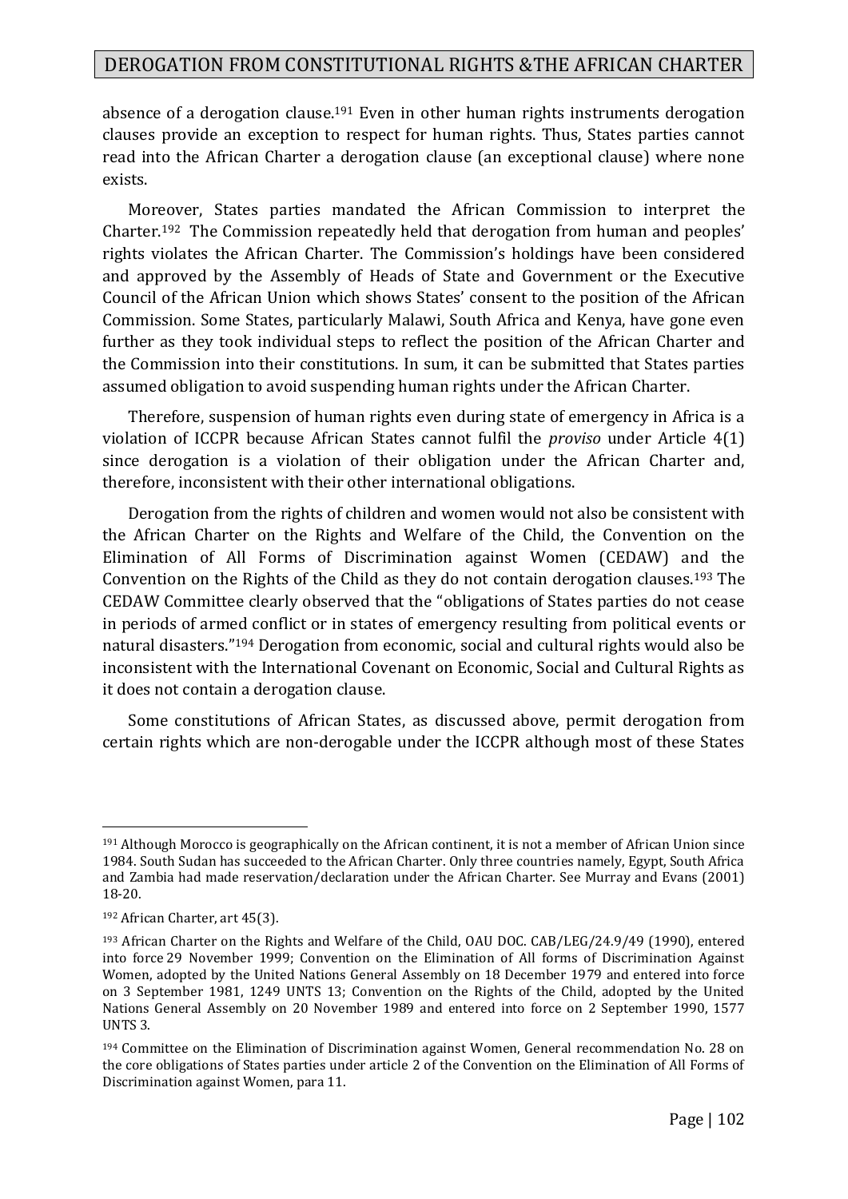absence of a derogation clause.[191] Even in other human rights instruments derogation clauses provide an exception to respect for human rights. Thus, States parties cannot read into the African Charter a derogation clause (an exceptional clause) where none exists.

Moreover, States parties mandated the African Commission to interpret the Charter.[192] The Commission repeatedly held that derogation from human and peoples' rights violates the African Charter. The Commission's holdings have been considered and approved by the Assembly of Heads of State and Government or the Executive Council of the African Union which shows States' consent to the position of the African Commission. Some States, particularly Malawi, South Africa and Kenya, have gone even further as they took individual steps to reflect the position of the African Charter and the Commission into their constitutions. In sum, it can be submitted that States parties assumed obligation to avoid suspending human rights under the African Charter.

Therefore, suspension of human rights even during state of emergency in Africa is a violation of ICCPR because African States cannot fulfil the *proviso* under Article 4(1) since derogation is a violation of their obligation under the African Charter and, therefore, inconsistent with their other international obligations.

Derogation from the rights of children and women would not also be consistent with the African Charter on the Rights and Welfare of the Child, the Convention on the Elimination of All Forms of Discrimination against Women (CEDAW) and the Convention on the Rights of the Child as they do not contain derogation clauses.[193] The CEDAW Committee clearly observed that the "obligations of States parties do not cease in periods of armed conflict or in states of emergency resulting from political events or natural disasters."[194] Derogation from economic, social and cultural rights would also be inconsistent with the International Covenant on Economic, Social and Cultural Rights as it does not contain a derogation clause.

Some constitutions of African States, as discussed above, permit derogation from certain rights which are non-derogable under the ICCPR although most of these States

---

[191] Although Morocco is geographically on the African continent, it is not a member of African Union since 1984. South Sudan has succeeded to the African Charter. Only three countries namely, Egypt, South Africa and Zambia had made reservation/declaration under the African Charter. See Murray and Evans (2001) 18-20.

[192] African Charter, art 45(3).

[193] African Charter on the Rights and Welfare of the Child, OAU DOC. CAB/LEG/24.9/49 (1990), entered into force 29 November 1999; Convention on the Elimination of All forms of Discrimination Against Women, adopted by the United Nations General Assembly on 18 December 1979 and entered into force on 3 September 1981, 1249 UNTS 13; Convention on the Rights of the Child, adopted by the United Nations General Assembly on 20 November 1989 and entered into force on 2 September 1990, 1577 UNTS 3.

[194] Committee on the Elimination of Discrimination against Women, General recommendation No. 28 on the core obligations of States parties under article 2 of the Convention on the Elimination of All Forms of Discrimination against Women, para 11.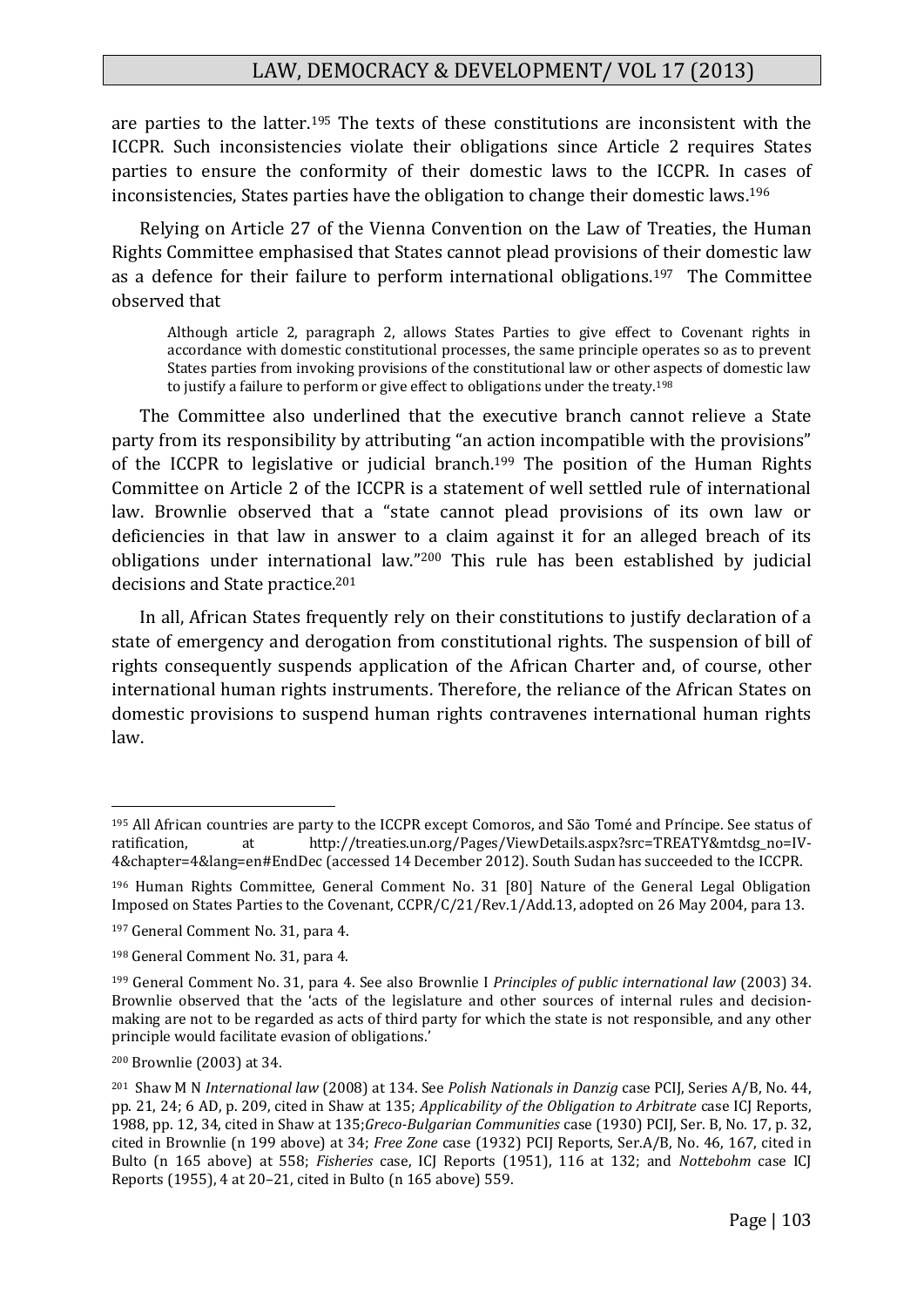are parties to the latter.[195] The texts of these constitutions are inconsistent with the ICCPR. Such inconsistencies violate their obligations since Article 2 requires States parties to ensure the conformity of their domestic laws to the ICCPR. In cases of inconsistencies, States parties have the obligation to change their domestic laws.[196]

Relying on Article 27 of the Vienna Convention on the Law of Treaties, the Human Rights Committee emphasised that States cannot plead provisions of their domestic law as a defence for their failure to perform international obligations.[197] The Committee observed that

> Although article 2, paragraph 2, allows States Parties to give effect to Covenant rights in accordance with domestic constitutional processes, the same principle operates so as to prevent States parties from invoking provisions of the constitutional law or other aspects of domestic law to justify a failure to perform or give effect to obligations under the treaty.[198]

The Committee also underlined that the executive branch cannot relieve a State party from its responsibility by attributing "an action incompatible with the provisions" of the ICCPR to legislative or judicial branch.[199] The position of the Human Rights Committee on Article 2 of the ICCPR is a statement of well settled rule of international law. Brownlie observed that a "state cannot plead provisions of its own law or deficiencies in that law in answer to a claim against it for an alleged breach of its obligations under international law."[200] This rule has been established by judicial decisions and State practice.[201]

In all, African States frequently rely on their constitutions to justify declaration of a state of emergency and derogation from constitutional rights. The suspension of bill of rights consequently suspends application of the African Charter and, of course, other international human rights instruments. Therefore, the reliance of the African States on domestic provisions to suspend human rights contravenes international human rights law.

---

[195] All African countries are party to the ICCPR except Comoros, and São Tomé and Príncipe. See status of ratification, at http://treaties.un.org/Pages/ViewDetails.aspx?src=TREATY&mtdsg_no=IV-4&chapter=4&lang=en#EndDec (accessed 14 December 2012). South Sudan has succeeded to the ICCPR.

[196] Human Rights Committee, General Comment No. 31 [80] Nature of the General Legal Obligation Imposed on States Parties to the Covenant, CCPR/C/21/Rev.1/Add.13, adopted on 26 May 2004, para 13.

[197] General Comment No. 31, para 4.

[198] General Comment No. 31, para 4.

[199] General Comment No. 31, para 4. See also Brownlie I *Principles of public international law* (2003) 34. Brownlie observed that the 'acts of the legislature and other sources of internal rules and decision-making are not to be regarded as acts of third party for which the state is not responsible, and any other principle would facilitate evasion of obligations.'

[200] Brownlie (2003) at 34.

[201] Shaw M N *International law* (2008) at 134. See *Polish Nationals in Danzig* case PCIJ, Series A/B, No. 44, pp. 21, 24; 6 AD, p. 209, cited in Shaw at 135; *Applicability of the Obligation to Arbitrate* case ICJ Reports, 1988, pp. 12, 34, cited in Shaw at 135;*Greco-Bulgarian Communities* case (1930) PCIJ, Ser. B, No. 17, p. 32, cited in Brownlie (n 199 above) at 34; *Free Zone* case (1932) PCIJ Reports, Ser.A/B, No. 46, 167, cited in Bulto (n 165 above) at 558; *Fisheries* case, ICJ Reports (1951), 116 at 132; and *Nottebohm* case ICJ Reports (1955), 4 at 20–21, cited in Bulto (n 165 above) 559.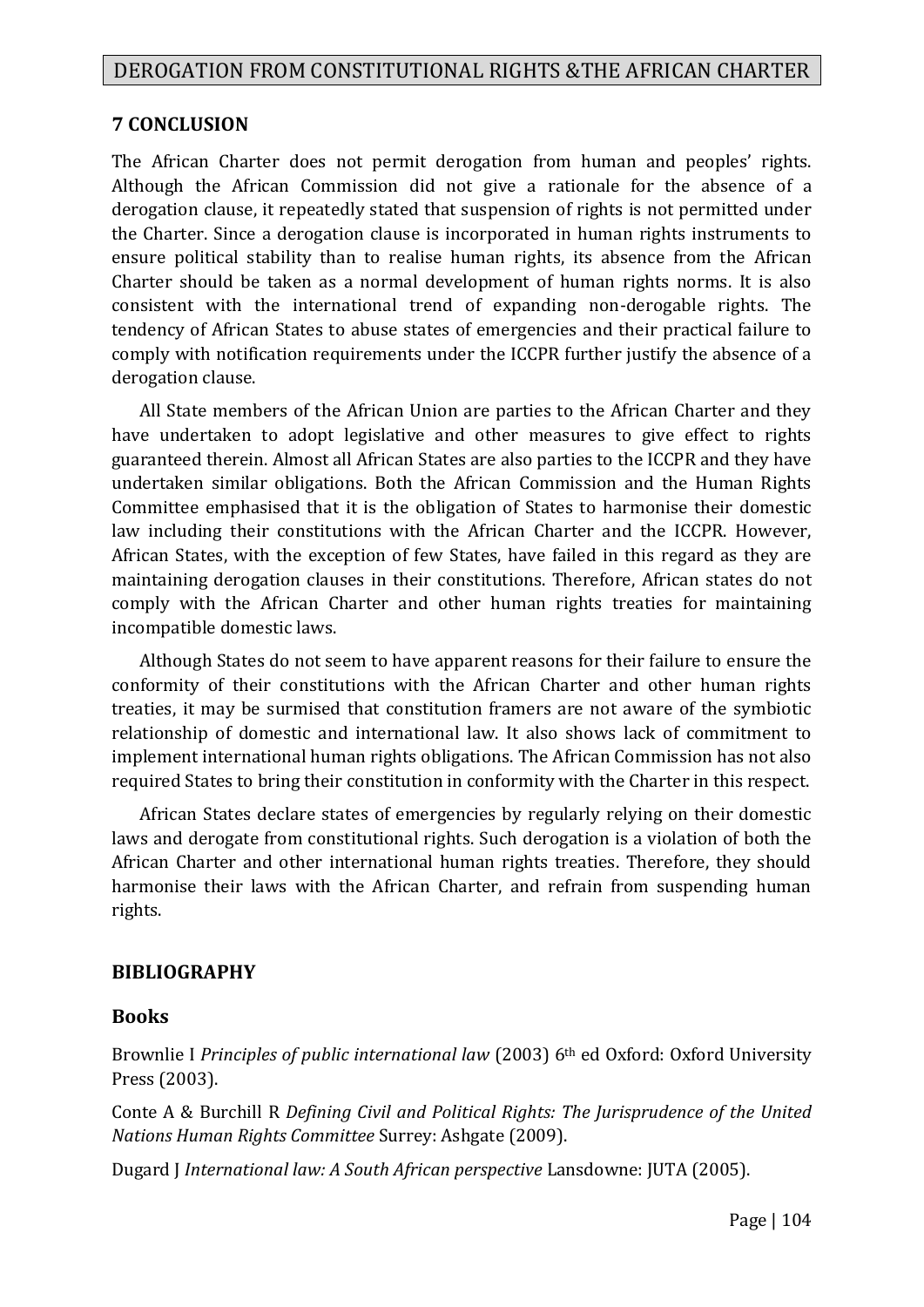## 7 CONCLUSION

The African Charter does not permit derogation from human and peoples' rights. Although the African Commission did not give a rationale for the absence of a derogation clause, it repeatedly stated that suspension of rights is not permitted under the Charter. Since a derogation clause is incorporated in human rights instruments to ensure political stability than to realise human rights, its absence from the African Charter should be taken as a normal development of human rights norms. It is also consistent with the international trend of expanding non-derogable rights. The tendency of African States to abuse states of emergencies and their practical failure to comply with notification requirements under the ICCPR further justify the absence of a derogation clause.

All State members of the African Union are parties to the African Charter and they have undertaken to adopt legislative and other measures to give effect to rights guaranteed therein. Almost all African States are also parties to the ICCPR and they have undertaken similar obligations. Both the African Commission and the Human Rights Committee emphasised that it is the obligation of States to harmonise their domestic law including their constitutions with the African Charter and the ICCPR. However, African States, with the exception of few States, have failed in this regard as they are maintaining derogation clauses in their constitutions. Therefore, African states do not comply with the African Charter and other human rights treaties for maintaining incompatible domestic laws.

Although States do not seem to have apparent reasons for their failure to ensure the conformity of their constitutions with the African Charter and other human rights treaties, it may be surmised that constitution framers are not aware of the symbiotic relationship of domestic and international law. It also shows lack of commitment to implement international human rights obligations. The African Commission has not also required States to bring their constitution in conformity with the Charter in this respect.

African States declare states of emergencies by regularly relying on their domestic laws and derogate from constitutional rights. Such derogation is a violation of both the African Charter and other international human rights treaties. Therefore, they should harmonise their laws with the African Charter, and refrain from suspending human rights.

## BIBLIOGRAPHY

### Books

Brownlie I *Principles of public international law* (2003) 6th ed Oxford: Oxford University Press (2003).

Conte A & Burchill R *Defining Civil and Political Rights: The Jurisprudence of the United Nations Human Rights Committee* Surrey: Ashgate (2009).

Dugard J *International law: A South African perspective* Lansdowne: JUTA (2005).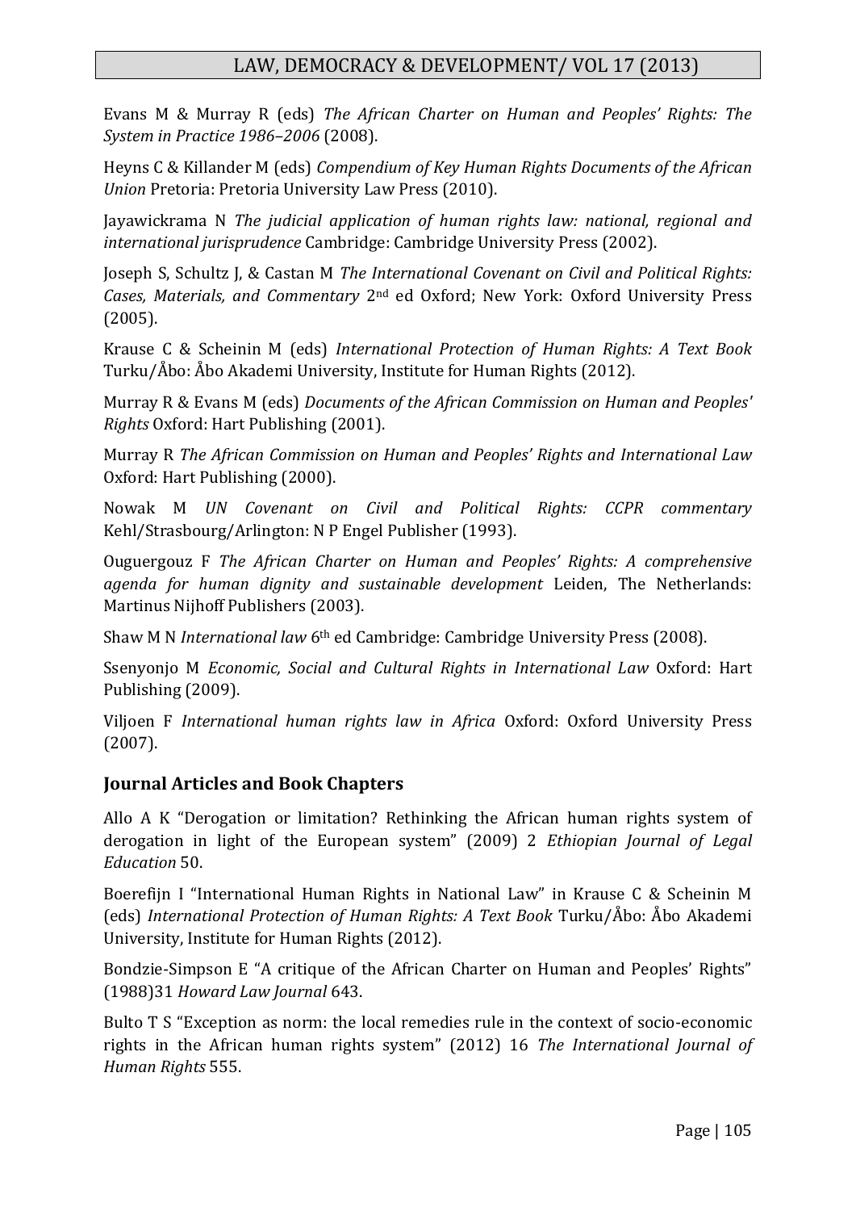Evans M & Murray R (eds) *The African Charter on Human and Peoples' Rights: The System in Practice 1986–2006* (2008).

Heyns C & Killander M (eds) *Compendium of Key Human Rights Documents of the African Union* Pretoria: Pretoria University Law Press (2010).

Jayawickrama N *The judicial application of human rights law: national, regional and international jurisprudence* Cambridge: Cambridge University Press (2002).

Joseph S, Schultz J, & Castan M *The International Covenant on Civil and Political Rights: Cases, Materials, and Commentary* 2nd ed Oxford; New York: Oxford University Press (2005).

Krause C & Scheinin M (eds) *International Protection of Human Rights: A Text Book* Turku/Åbo: Åbo Akademi University, Institute for Human Rights (2012).

Murray R & Evans M (eds) *Documents of the African Commission on Human and Peoples' Rights* Oxford: Hart Publishing (2001).

Murray R *The African Commission on Human and Peoples' Rights and International Law* Oxford: Hart Publishing (2000).

Nowak M *UN Covenant on Civil and Political Rights: CCPR commentary* Kehl/Strasbourg/Arlington: N P Engel Publisher (1993).

Ouguergouz F *The African Charter on Human and Peoples' Rights: A comprehensive agenda for human dignity and sustainable development* Leiden, The Netherlands: Martinus Nijhoff Publishers (2003).

Shaw M N *International law* 6th ed Cambridge: Cambridge University Press (2008).

Ssenyonjo M *Economic, Social and Cultural Rights in International Law* Oxford: Hart Publishing (2009).

Viljoen F *International human rights law in Africa* Oxford: Oxford University Press (2007).

## Journal Articles and Book Chapters

Allo A K "Derogation or limitation? Rethinking the African human rights system of derogation in light of the European system" (2009) 2 *Ethiopian Journal of Legal Education* 50.

Boerefijn I "International Human Rights in National Law" in Krause C & Scheinin M (eds) *International Protection of Human Rights: A Text Book* Turku/Åbo: Åbo Akademi University, Institute for Human Rights (2012).

Bondzie-Simpson E "A critique of the African Charter on Human and Peoples' Rights" (1988)31 *Howard Law Journal* 643.

Bulto T S "Exception as norm: the local remedies rule in the context of socio-economic rights in the African human rights system" (2012) 16 *The International Journal of Human Rights* 555.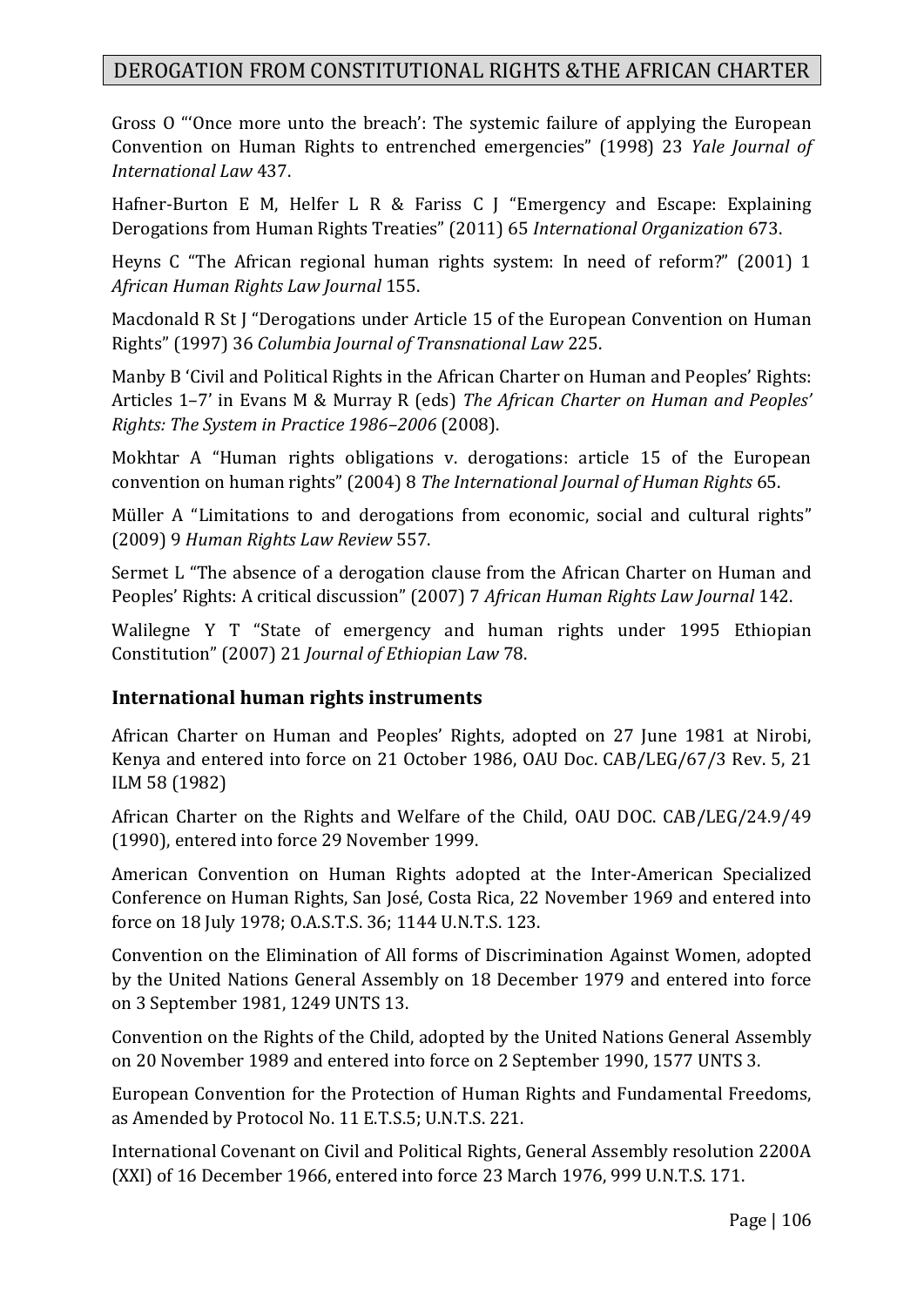Gross O "'Once more unto the breach': The systemic failure of applying the European Convention on Human Rights to entrenched emergencies" (1998) 23 *Yale Journal of International Law* 437.

Hafner-Burton E M, Helfer L R & Fariss C J "Emergency and Escape: Explaining Derogations from Human Rights Treaties" (2011) 65 *International Organization* 673.

Heyns C "The African regional human rights system: In need of reform?" (2001) 1 *African Human Rights Law Journal* 155.

Macdonald R St J "Derogations under Article 15 of the European Convention on Human Rights" (1997) 36 *Columbia Journal of Transnational Law* 225.

Manby B 'Civil and Political Rights in the African Charter on Human and Peoples' Rights: Articles 1–7' in Evans M & Murray R (eds) *The African Charter on Human and Peoples' Rights: The System in Practice 1986–2006* (2008).

Mokhtar A "Human rights obligations v. derogations: article 15 of the European convention on human rights" (2004) 8 *The International Journal of Human Rights* 65.

Müller A "Limitations to and derogations from economic, social and cultural rights" (2009) 9 *Human Rights Law Review* 557.

Sermet L "The absence of a derogation clause from the African Charter on Human and Peoples' Rights: A critical discussion" (2007) 7 *African Human Rights Law Journal* 142.

Walilegne Y T "State of emergency and human rights under 1995 Ethiopian Constitution" (2007) 21 *Journal of Ethiopian Law* 78.

## International human rights instruments

African Charter on Human and Peoples' Rights, adopted on 27 June 1981 at Nirobi, Kenya and entered into force on 21 October 1986, OAU Doc. CAB/LEG/67/3 Rev. 5, 21 ILM 58 (1982)

African Charter on the Rights and Welfare of the Child, OAU DOC. CAB/LEG/24.9/49 (1990), entered into force 29 November 1999.

American Convention on Human Rights adopted at the Inter-American Specialized Conference on Human Rights, San José, Costa Rica, 22 November 1969 and entered into force on 18 July 1978; O.A.S.T.S. 36; 1144 U.N.T.S. 123.

Convention on the Elimination of All forms of Discrimination Against Women, adopted by the United Nations General Assembly on 18 December 1979 and entered into force on 3 September 1981, 1249 UNTS 13.

Convention on the Rights of the Child, adopted by the United Nations General Assembly on 20 November 1989 and entered into force on 2 September 1990, 1577 UNTS 3.

European Convention for the Protection of Human Rights and Fundamental Freedoms, as Amended by Protocol No. 11 E.T.S.5; U.N.T.S. 221.

International Covenant on Civil and Political Rights, General Assembly resolution 2200A (XXI) of 16 December 1966, entered into force 23 March 1976, 999 U.N.T.S. 171.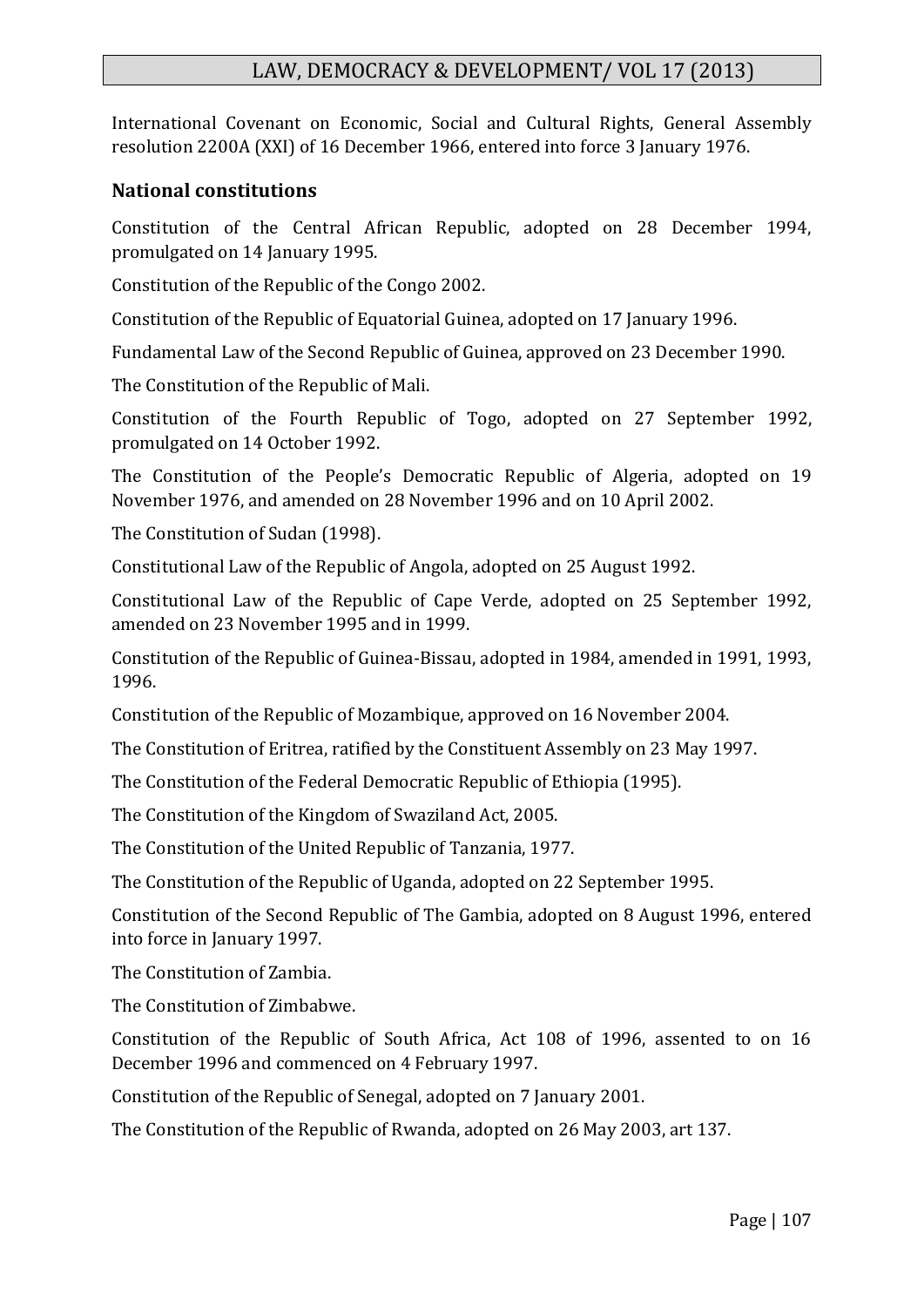International Covenant on Economic, Social and Cultural Rights, General Assembly resolution 2200A (XXI) of 16 December 1966, entered into force 3 January 1976.

## National constitutions

Constitution of the Central African Republic, adopted on 28 December 1994, promulgated on 14 January 1995.

Constitution of the Republic of the Congo 2002.

Constitution of the Republic of Equatorial Guinea, adopted on 17 January 1996.

Fundamental Law of the Second Republic of Guinea, approved on 23 December 1990.

The Constitution of the Republic of Mali.

Constitution of the Fourth Republic of Togo, adopted on 27 September 1992, promulgated on 14 October 1992.

The Constitution of the People's Democratic Republic of Algeria, adopted on 19 November 1976, and amended on 28 November 1996 and on 10 April 2002.

The Constitution of Sudan (1998).

Constitutional Law of the Republic of Angola, adopted on 25 August 1992.

Constitutional Law of the Republic of Cape Verde, adopted on 25 September 1992, amended on 23 November 1995 and in 1999.

Constitution of the Republic of Guinea-Bissau, adopted in 1984, amended in 1991, 1993, 1996.

Constitution of the Republic of Mozambique, approved on 16 November 2004.

The Constitution of Eritrea, ratified by the Constituent Assembly on 23 May 1997.

The Constitution of the Federal Democratic Republic of Ethiopia (1995).

The Constitution of the Kingdom of Swaziland Act, 2005.

The Constitution of the United Republic of Tanzania, 1977.

The Constitution of the Republic of Uganda, adopted on 22 September 1995.

Constitution of the Second Republic of The Gambia, adopted on 8 August 1996, entered into force in January 1997.

The Constitution of Zambia.

The Constitution of Zimbabwe.

Constitution of the Republic of South Africa, Act 108 of 1996, assented to on 16 December 1996 and commenced on 4 February 1997.

Constitution of the Republic of Senegal, adopted on 7 January 2001.

The Constitution of the Republic of Rwanda, adopted on 26 May 2003, art 137.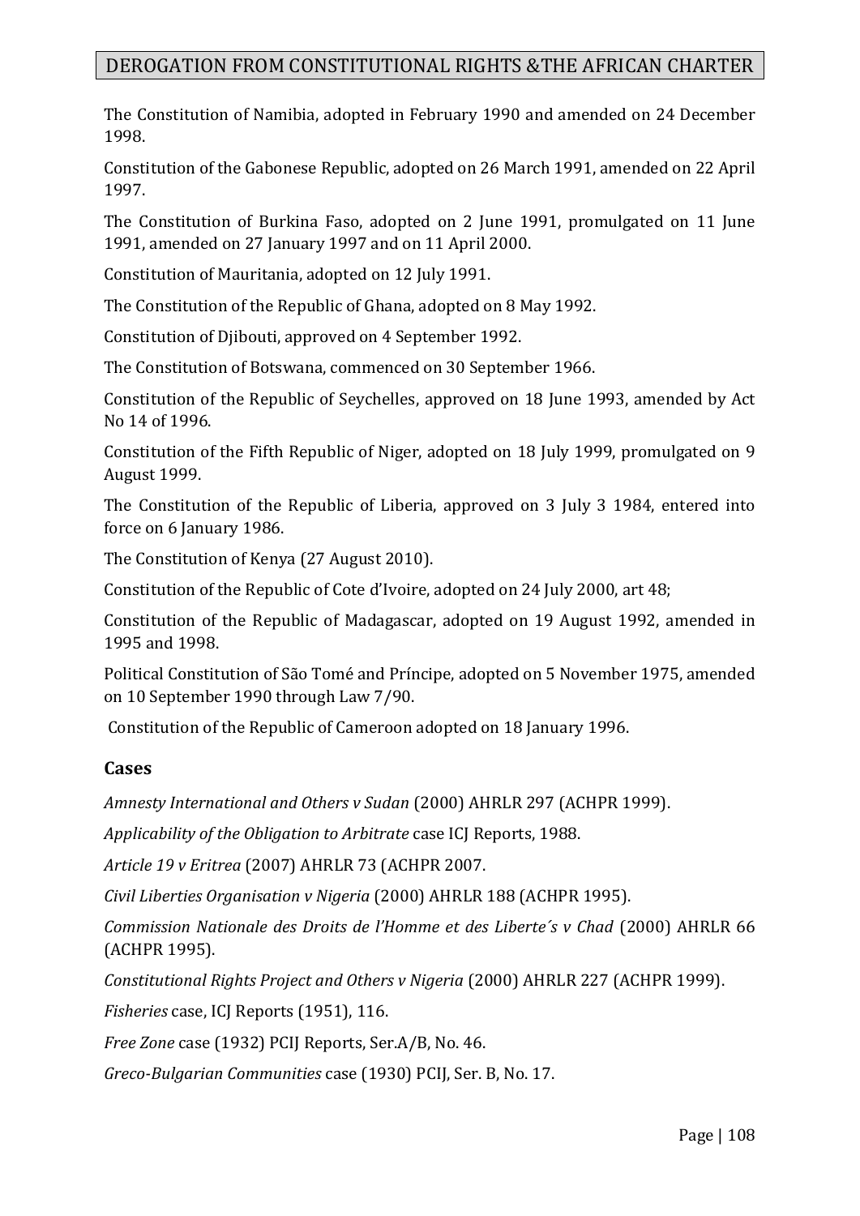The Constitution of Namibia, adopted in February 1990 and amended on 24 December 1998.

Constitution of the Gabonese Republic, adopted on 26 March 1991, amended on 22 April 1997.

The Constitution of Burkina Faso, adopted on 2 June 1991, promulgated on 11 June 1991, amended on 27 January 1997 and on 11 April 2000.

Constitution of Mauritania, adopted on 12 July 1991.

The Constitution of the Republic of Ghana, adopted on 8 May 1992.

Constitution of Djibouti, approved on 4 September 1992.

The Constitution of Botswana, commenced on 30 September 1966.

Constitution of the Republic of Seychelles, approved on 18 June 1993, amended by Act No 14 of 1996.

Constitution of the Fifth Republic of Niger, adopted on 18 July 1999, promulgated on 9 August 1999.

The Constitution of the Republic of Liberia, approved on 3 July 3 1984, entered into force on 6 January 1986.

The Constitution of Kenya (27 August 2010).

Constitution of the Republic of Cote d'Ivoire, adopted on 24 July 2000, art 48;

Constitution of the Republic of Madagascar, adopted on 19 August 1992, amended in 1995 and 1998.

Political Constitution of São Tomé and Príncipe, adopted on 5 November 1975, amended on 10 September 1990 through Law 7/90.

Constitution of the Republic of Cameroon adopted on 18 January 1996.

## Cases

*Amnesty International and Others v Sudan* (2000) AHRLR 297 (ACHPR 1999).

*Applicability of the Obligation to Arbitrate* case ICJ Reports, 1988.

*Article 19 v Eritrea* (2007) AHRLR 73 (ACHPR 2007.

*Civil Liberties Organisation v Nigeria* (2000) AHRLR 188 (ACHPR 1995).

*Commission Nationale des Droits de l'Homme et des Liberte´s v Chad* (2000) AHRLR 66 (ACHPR 1995).

*Constitutional Rights Project and Others v Nigeria* (2000) AHRLR 227 (ACHPR 1999).

*Fisheries* case, ICJ Reports (1951), 116.

*Free Zone* case (1932) PCIJ Reports, Ser.A/B, No. 46.

*Greco-Bulgarian Communities* case (1930) PCIJ, Ser. B, No. 17.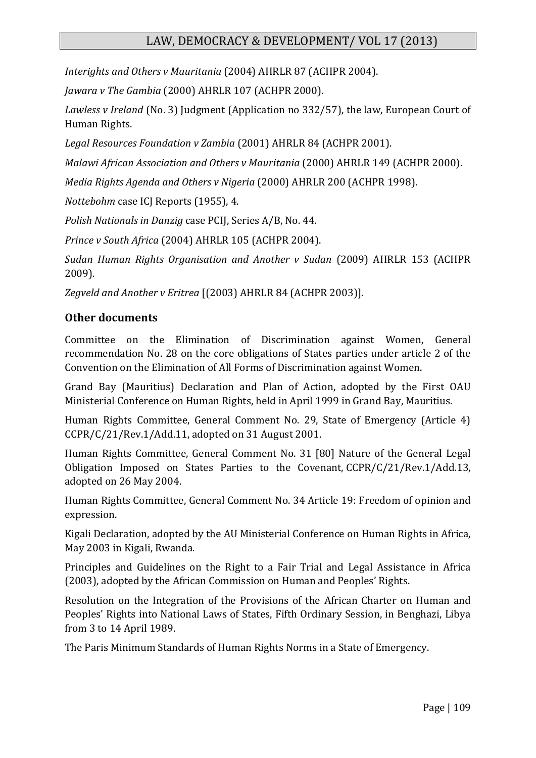*Interights and Others v Mauritania* (2004) AHRLR 87 (ACHPR 2004).

*Jawara v The Gambia* (2000) AHRLR 107 (ACHPR 2000).

*Lawless v Ireland* (No. 3) Judgment (Application no 332/57), the law, European Court of Human Rights.

*Legal Resources Foundation v Zambia* (2001) AHRLR 84 (ACHPR 2001).

*Malawi African Association and Others v Mauritania* (2000) AHRLR 149 (ACHPR 2000).

*Media Rights Agenda and Others v Nigeria* (2000) AHRLR 200 (ACHPR 1998).

*Nottebohm* case ICJ Reports (1955), 4.

*Polish Nationals in Danzig* case PCIJ, Series A/B, No. 44.

*Prince v South Africa* (2004) AHRLR 105 (ACHPR 2004).

*Sudan Human Rights Organisation and Another v Sudan* (2009) AHRLR 153 (ACHPR 2009).

*Zegveld and Another v Eritrea* [(2003) AHRLR 84 (ACHPR 2003)].

## Other documents

Committee on the Elimination of Discrimination against Women, General recommendation No. 28 on the core obligations of States parties under article 2 of the Convention on the Elimination of All Forms of Discrimination against Women.

Grand Bay (Mauritius) Declaration and Plan of Action, adopted by the First OAU Ministerial Conference on Human Rights, held in April 1999 in Grand Bay, Mauritius.

Human Rights Committee, General Comment No. 29, State of Emergency (Article 4) CCPR/C/21/Rev.1/Add.11, adopted on 31 August 2001.

Human Rights Committee, General Comment No. 31 [80] Nature of the General Legal Obligation Imposed on States Parties to the Covenant, CCPR/C/21/Rev.1/Add.13, adopted on 26 May 2004.

Human Rights Committee, General Comment No. 34 Article 19: Freedom of opinion and expression.

Kigali Declaration, adopted by the AU Ministerial Conference on Human Rights in Africa, May 2003 in Kigali, Rwanda.

Principles and Guidelines on the Right to a Fair Trial and Legal Assistance in Africa (2003), adopted by the African Commission on Human and Peoples' Rights.

Resolution on the Integration of the Provisions of the African Charter on Human and Peoples' Rights into National Laws of States, Fifth Ordinary Session, in Benghazi, Libya from 3 to 14 April 1989.

The Paris Minimum Standards of Human Rights Norms in a State of Emergency.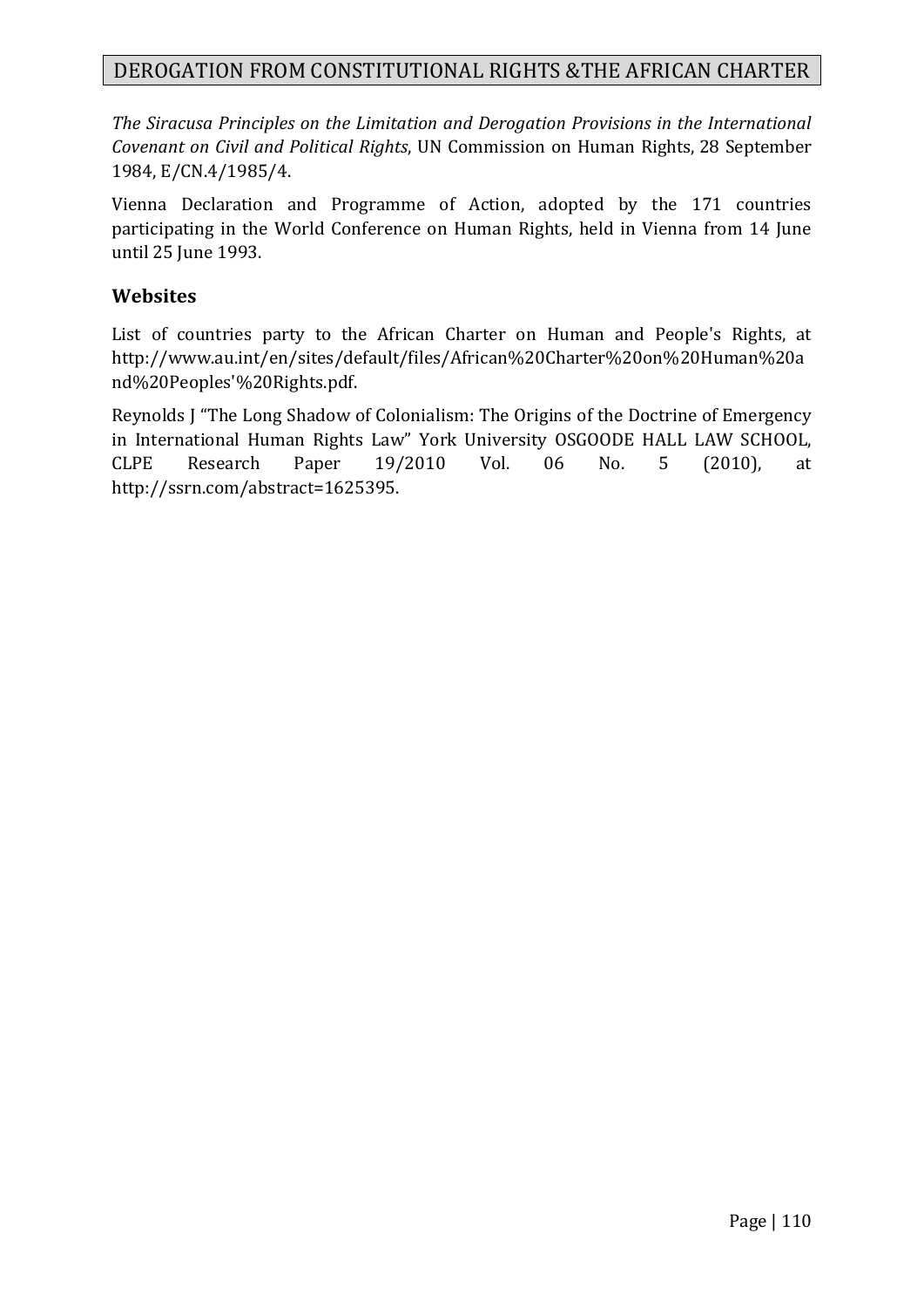*The Siracusa Principles on the Limitation and Derogation Provisions in the International Covenant on Civil and Political Rights*, UN Commission on Human Rights, 28 September 1984, E/CN.4/1985/4.

Vienna Declaration and Programme of Action, adopted by the 171 countries participating in the World Conference on Human Rights, held in Vienna from 14 June until 25 June 1993.

## Websites

List of countries party to the African Charter on Human and People's Rights, at http://www.au.int/en/sites/default/files/African%20Charter%20on%20Human%20and%20Peoples'%20Rights.pdf.

Reynolds J "The Long Shadow of Colonialism: The Origins of the Doctrine of Emergency in International Human Rights Law" York University OSGOODE HALL LAW SCHOOL, CLPE Research Paper 19/2010 Vol. 06 No. 5 (2010), at http://ssrn.com/abstract=1625395.